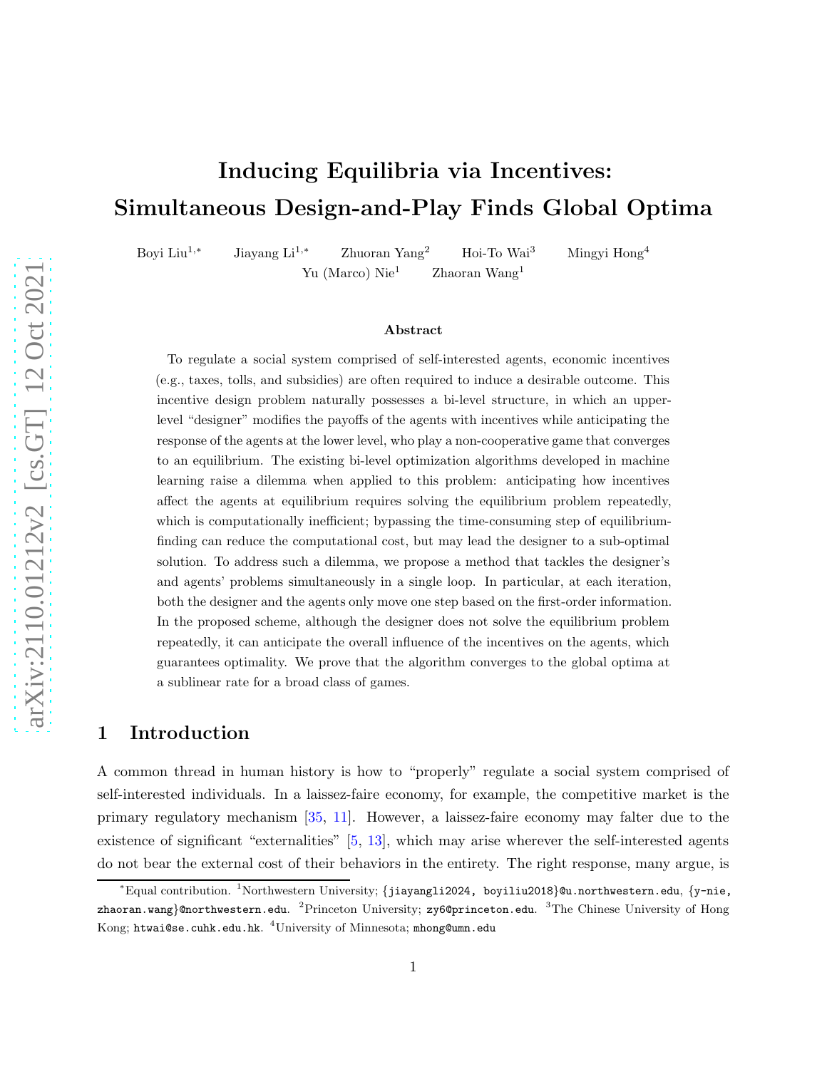# Inducing Equilibria via Incentives: Simultaneous Design-and-Play Finds Global Optima

Boyi Liu[1,*] Jiayang Li[1,*] Zhuoran Yang[2] Hoi-To Wai[3] Mingyi Hong[4]
Yu (Marco) Nie[1] Zhaoran Wang[1]

### Abstract

To regulate a social system comprised of self-interested agents, economic incentives (e.g., taxes, tolls, and subsidies) are often required to induce a desirable outcome. This incentive design problem naturally possesses a bi-level structure, in which an upper-level "designer" modifies the payoffs of the agents with incentives while anticipating the response of the agents at the lower level, who play a non-cooperative game that converges to an equilibrium. The existing bi-level optimization algorithms developed in machine learning raise a dilemma when applied to this problem: anticipating how incentives affect the agents at equilibrium requires solving the equilibrium problem repeatedly, which is computationally inefficient; bypassing the time-consuming step of equilibrium-finding can reduce the computational cost, but may lead the designer to a sub-optimal solution. To address such a dilemma, we propose a method that tackles the designer's and agents' problems simultaneously in a single loop. In particular, at each iteration, both the designer and the agents only move one step based on the first-order information. In the proposed scheme, although the designer does not solve the equilibrium problem repeatedly, it can anticipate the overall influence of the incentives on the agents, which guarantees optimality. We prove that the algorithm converges to the global optima at a sublinear rate for a broad class of games.

## 1 Introduction

A common thread in human history is how to "properly" regulate a social system comprised of self-interested individuals. In a laissez-faire economy, for example, the competitive market is the primary regulatory mechanism [35, 11]. However, a laissez-faire economy may falter due to the existence of significant "externalities" [5, 13], which may arise wherever the self-interested agents do not bear the external cost of their behaviors in the entirety. The right response, many argue, is

---

[*]Equal contribution. [1]Northwestern University; {jiayangli2024, boyiliu2018}@u.northwestern.edu, {y-nie, zhaoran.wang}@northwestern.edu. [2]Princeton University; zy6@princeton.edu. [3]The Chinese University of Hong Kong; htwai@se.cuhk.edu.hk. [4]University of Minnesota; mhong@umn.edu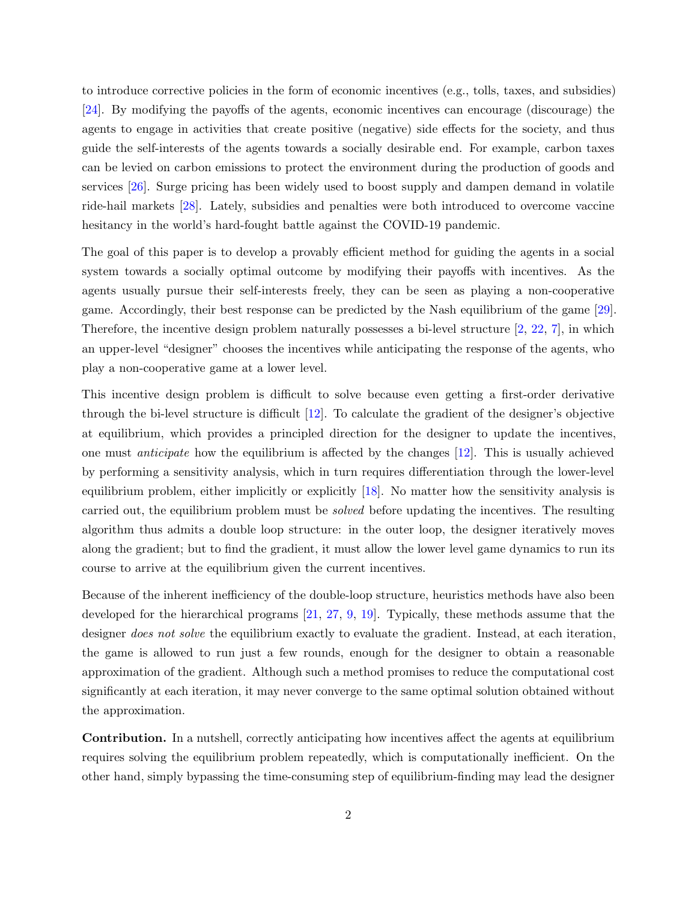to introduce corrective policies in the form of economic incentives (e.g., tolls, taxes, and subsidies) [24]. By modifying the payoffs of the agents, economic incentives can encourage (discourage) the agents to engage in activities that create positive (negative) side effects for the society, and thus guide the self-interests of the agents towards a socially desirable end. For example, carbon taxes can be levied on carbon emissions to protect the environment during the production of goods and services [26]. Surge pricing has been widely used to boost supply and dampen demand in volatile ride-hail markets [28]. Lately, subsidies and penalties were both introduced to overcome vaccine hesitancy in the world's hard-fought battle against the COVID-19 pandemic.

The goal of this paper is to develop a provably efficient method for guiding the agents in a social system towards a socially optimal outcome by modifying their payoffs with incentives. As the agents usually pursue their self-interests freely, they can be seen as playing a non-cooperative game. Accordingly, their best response can be predicted by the Nash equilibrium of the game [29]. Therefore, the incentive design problem naturally possesses a bi-level structure [2, 22, 7], in which an upper-level "designer" chooses the incentives while anticipating the response of the agents, who play a non-cooperative game at a lower level.

This incentive design problem is difficult to solve because even getting a first-order derivative through the bi-level structure is difficult [12]. To calculate the gradient of the designer's objective at equilibrium, which provides a principled direction for the designer to update the incentives, one must *anticipate* how the equilibrium is affected by the changes [12]. This is usually achieved by performing a sensitivity analysis, which in turn requires differentiation through the lower-level equilibrium problem, either implicitly or explicitly [18]. No matter how the sensitivity analysis is carried out, the equilibrium problem must be *solved* before updating the incentives. The resulting algorithm thus admits a double loop structure: in the outer loop, the designer iteratively moves along the gradient; but to find the gradient, it must allow the lower level game dynamics to run its course to arrive at the equilibrium given the current incentives.

Because of the inherent inefficiency of the double-loop structure, heuristics methods have also been developed for the hierarchical programs [21, 27, 9, 19]. Typically, these methods assume that the designer *does not solve* the equilibrium exactly to evaluate the gradient. Instead, at each iteration, the game is allowed to run just a few rounds, enough for the designer to obtain a reasonable approximation of the gradient. Although such a method promises to reduce the computational cost significantly at each iteration, it may never converge to the same optimal solution obtained without the approximation.

**Contribution.** In a nutshell, correctly anticipating how incentives affect the agents at equilibrium requires solving the equilibrium problem repeatedly, which is computationally inefficient. On the other hand, simply bypassing the time-consuming step of equilibrium-finding may lead the designer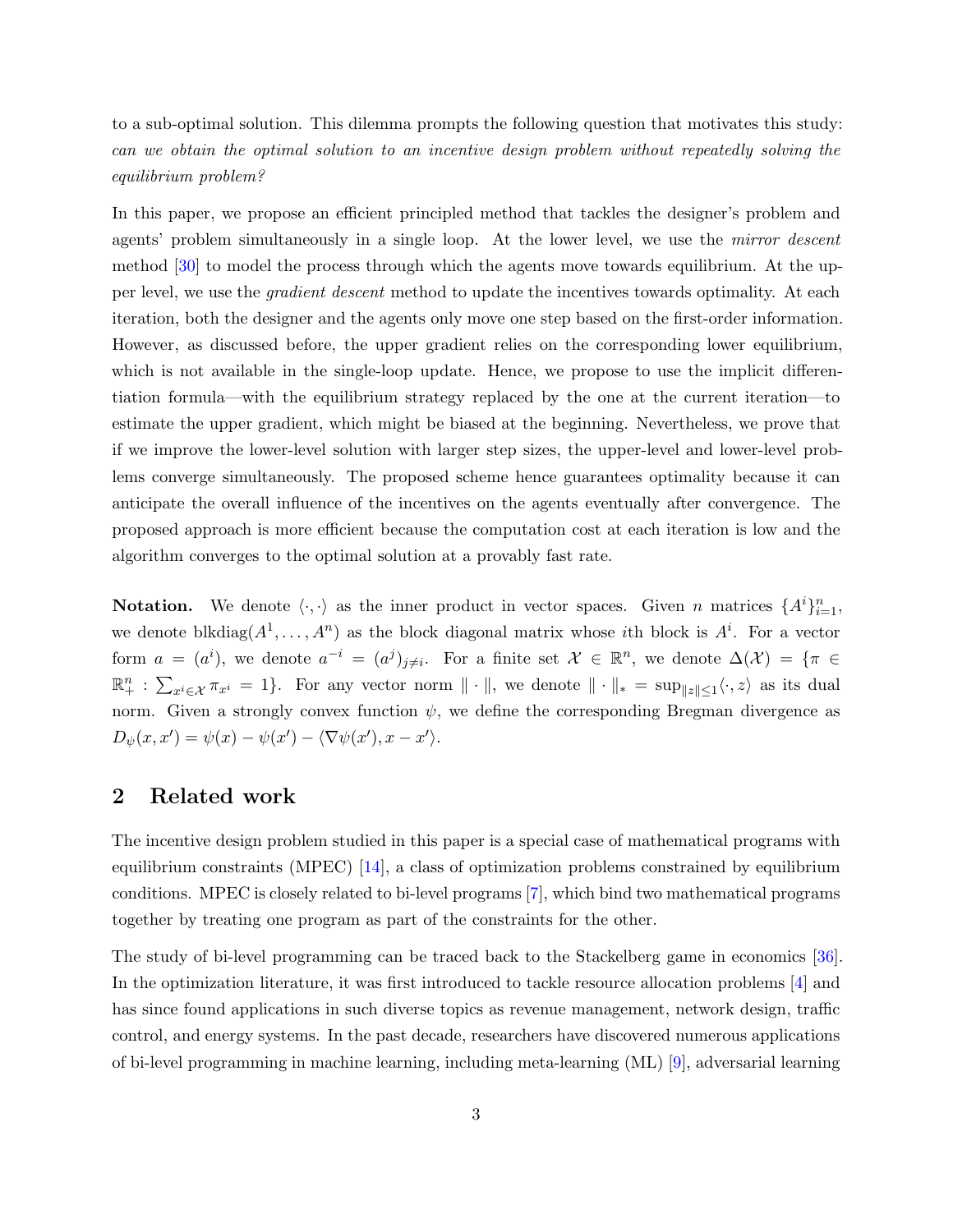to a sub-optimal solution. This dilemma prompts the following question that motivates this study: *can we obtain the optimal solution to an incentive design problem without repeatedly solving the equilibrium problem?*

In this paper, we propose an efficient principled method that tackles the designer's problem and agents' problem simultaneously in a single loop. At the lower level, we use the *mirror descent* method [30] to model the process through which the agents move towards equilibrium. At the upper level, we use the *gradient descent* method to update the incentives towards optimality. At each iteration, both the designer and the agents only move one step based on the first-order information. However, as discussed before, the upper gradient relies on the corresponding lower equilibrium, which is not available in the single-loop update. Hence, we propose to use the implicit differentiation formula—with the equilibrium strategy replaced by the one at the current iteration—to estimate the upper gradient, which might be biased at the beginning. Nevertheless, we prove that if we improve the lower-level solution with larger step sizes, the upper-level and lower-level problems converge simultaneously. The proposed scheme hence guarantees optimality because it can anticipate the overall influence of the incentives on the agents eventually after convergence. The proposed approach is more efficient because the computation cost at each iteration is low and the algorithm converges to the optimal solution at a provably fast rate.

**Notation.** We denote $\langle \cdot, \cdot \rangle$ as the inner product in vector spaces. Given $n$ matrices $\{A^i\}_{i=1}^n$, we denote $\text{blkdiag}(A^1, \ldots, A^n)$ as the block diagonal matrix whose $i$th block is $A^i$. For a vector form $a = (a^i)$, we denote $a^{-i} = (a^j)_{j \neq i}$. For a finite set $\mathcal{X} \in \mathbb{R}^n$, we denote $\Delta(\mathcal{X}) = \{\pi \in \mathbb{R}^n_+ : \sum_{x^i \in \mathcal{X}} \pi_{x^i} = 1\}$. For any vector norm $\| \cdot \|$, we denote $\| \cdot \|_* = \sup_{\|z\| \leq 1} \langle \cdot, z \rangle$ as its dual norm. Given a strongly convex function $\psi$, we define the corresponding Bregman divergence as $D_\psi(x, x') = \psi(x) - \psi(x') - \langle \nabla \psi(x'), x - x' \rangle$.

## 2 Related work

The incentive design problem studied in this paper is a special case of mathematical programs with equilibrium constraints (MPEC) [14], a class of optimization problems constrained by equilibrium conditions. MPEC is closely related to bi-level programs [7], which bind two mathematical programs together by treating one program as part of the constraints for the other.

The study of bi-level programming can be traced back to the Stackelberg game in economics [36]. In the optimization literature, it was first introduced to tackle resource allocation problems [4] and has since found applications in such diverse topics as revenue management, network design, traffic control, and energy systems. In the past decade, researchers have discovered numerous applications of bi-level programming in machine learning, including meta-learning (ML) [9], adversarial learning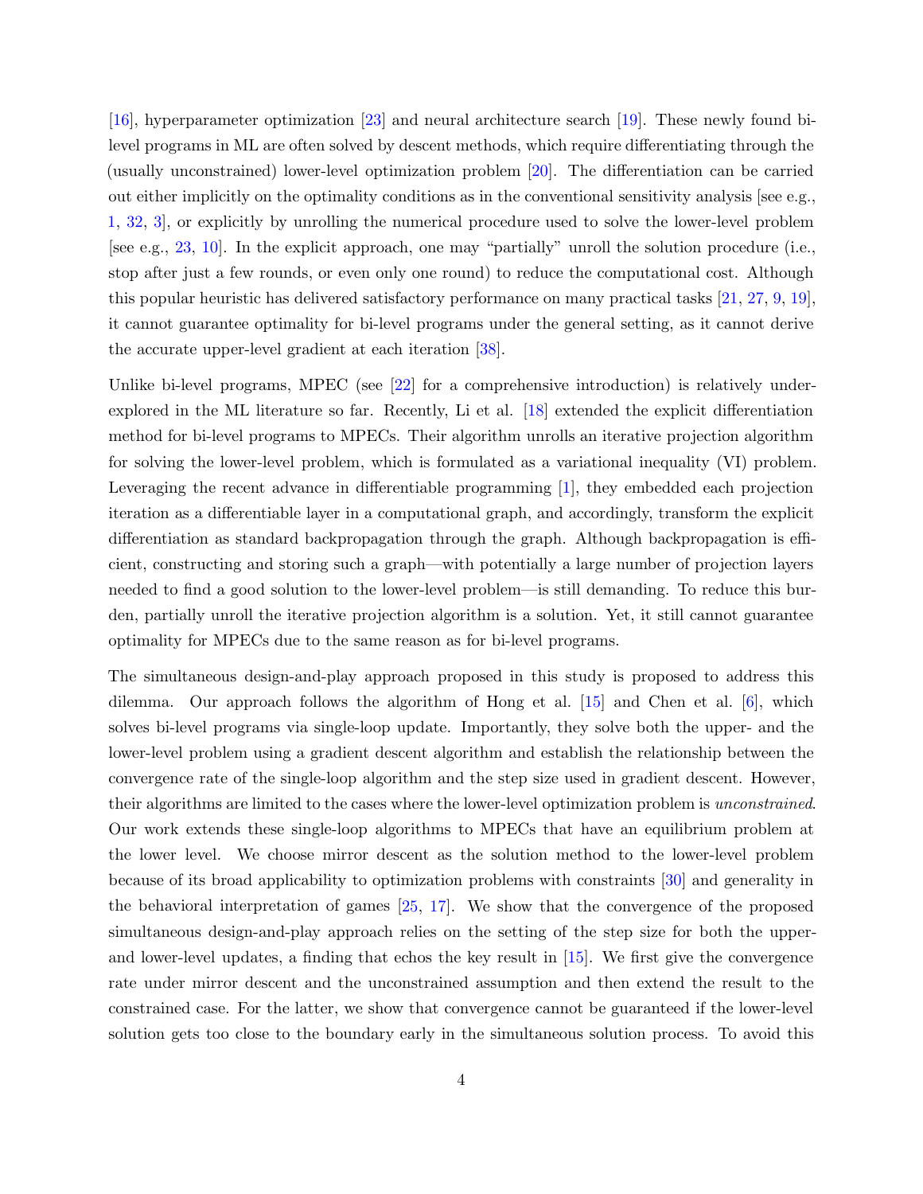[16], hyperparameter optimization [23] and neural architecture search [19]. These newly found bi-level programs in ML are often solved by descent methods, which require differentiating through the (usually unconstrained) lower-level optimization problem [20]. The differentiation can be carried out either implicitly on the optimality conditions as in the conventional sensitivity analysis [see e.g., 1, 32, 3], or explicitly by unrolling the numerical procedure used to solve the lower-level problem [see e.g., 23, 10]. In the explicit approach, one may "partially" unroll the solution procedure (i.e., stop after just a few rounds, or even only one round) to reduce the computational cost. Although this popular heuristic has delivered satisfactory performance on many practical tasks [21, 27, 9, 19], it cannot guarantee optimality for bi-level programs under the general setting, as it cannot derive the accurate upper-level gradient at each iteration [38].

Unlike bi-level programs, MPEC (see [22] for a comprehensive introduction) is relatively under-explored in the ML literature so far. Recently, Li et al. [18] extended the explicit differentiation method for bi-level programs to MPECs. Their algorithm unrolls an iterative projection algorithm for solving the lower-level problem, which is formulated as a variational inequality (VI) problem. Leveraging the recent advance in differentiable programming [1], they embedded each projection iteration as a differentiable layer in a computational graph, and accordingly, transform the explicit differentiation as standard backpropagation through the graph. Although backpropagation is efficient, constructing and storing such a graph—with potentially a large number of projection layers needed to find a good solution to the lower-level problem—is still demanding. To reduce this burden, partially unroll the iterative projection algorithm is a solution. Yet, it still cannot guarantee optimality for MPECs due to the same reason as for bi-level programs.

The simultaneous design-and-play approach proposed in this study is proposed to address this dilemma. Our approach follows the algorithm of Hong et al. [15] and Chen et al. [6], which solves bi-level programs via single-loop update. Importantly, they solve both the upper- and the lower-level problem using a gradient descent algorithm and establish the relationship between the convergence rate of the single-loop algorithm and the step size used in gradient descent. However, their algorithms are limited to the cases where the lower-level optimization problem is *unconstrained*. Our work extends these single-loop algorithms to MPECs that have an equilibrium problem at the lower level. We choose mirror descent as the solution method to the lower-level problem because of its broad applicability to optimization problems with constraints [30] and generality in the behavioral interpretation of games [25, 17]. We show that the convergence of the proposed simultaneous design-and-play approach relies on the setting of the step size for both the upper- and lower-level updates, a finding that echos the key result in [15]. We first give the convergence rate under mirror descent and the unconstrained assumption and then extend the result to the constrained case. For the latter, we show that convergence cannot be guaranteed if the lower-level solution gets too close to the boundary early in the simultaneous solution process. To avoid this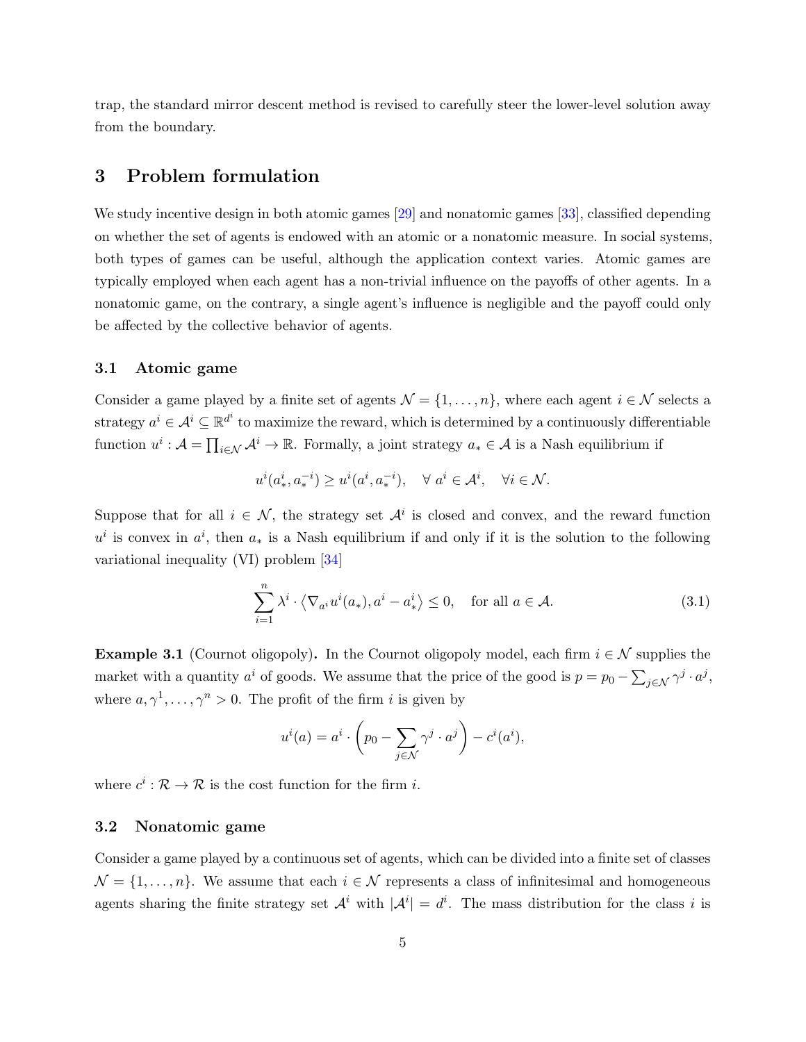trap, the standard mirror descent method is revised to carefully steer the lower-level solution away from the boundary.

# 3 Problem formulation

We study incentive design in both atomic games [29] and nonatomic games [33], classified depending on whether the set of agents is endowed with an atomic or a nonatomic measure. In social systems, both types of games can be useful, although the application context varies. Atomic games are typically employed when each agent has a non-trivial influence on the payoffs of other agents. In a nonatomic game, on the contrary, a single agent's influence is negligible and the payoff could only be affected by the collective behavior of agents.

## 3.1 Atomic game

Consider a game played by a finite set of agents $\mathcal{N} = \{1, \ldots, n\}$, where each agent $i \in \mathcal{N}$ selects a strategy $a^i \in \mathcal{A}^i \subseteq \mathbb{R}^{d^i}$ to maximize the reward, which is determined by a continuously differentiable function $u^i : \mathcal{A} = \prod_{i \in \mathcal{N}} \mathcal{A}^i \to \mathbb{R}$. Formally, a joint strategy $a_* \in \mathcal{A}$ is a Nash equilibrium if

$$u^i(a_*^i, a_*^{-i}) \geq u^i(a^i, a_*^{-i}), \quad \forall\ a^i \in \mathcal{A}^i, \quad \forall i \in \mathcal{N}.$$

Suppose that for all $i \in \mathcal{N}$, the strategy set $\mathcal{A}^i$ is closed and convex, and the reward function $u^i$ is convex in $a^i$, then $a_*$ is a Nash equilibrium if and only if it is the solution to the following variational inequality (VI) problem [34]

$$\sum_{i=1}^{n} \lambda^i \cdot \left\langle \nabla_{a^i} u^i(a_*), a^i - a_*^i \right\rangle \leq 0, \quad \text{for all } a \in \mathcal{A}. \tag{3.1}$$

**Example 3.1** (Cournot oligopoly)**.** In the Cournot oligopoly model, each firm $i \in \mathcal{N}$ supplies the market with a quantity $a^i$ of goods. We assume that the price of the good is $p = p_0 - \sum_{j \in \mathcal{N}} \gamma^j \cdot a^j$, where $a, \gamma^1, \ldots, \gamma^n > 0$. The profit of the firm $i$ is given by

$$u^i(a) = a^i \cdot \left( p_0 - \sum_{j \in \mathcal{N}} \gamma^j \cdot a^j \right) - c^i(a^i),$$

where $c^i : \mathcal{R} \to \mathcal{R}$ is the cost function for the firm $i$.

## 3.2 Nonatomic game

Consider a game played by a continuous set of agents, which can be divided into a finite set of classes $\mathcal{N} = \{1, \ldots, n\}$. We assume that each $i \in \mathcal{N}$ represents a class of infinitesimal and homogeneous agents sharing the finite strategy set $\mathcal{A}^i$ with $|\mathcal{A}^i| = d^i$. The mass distribution for the class $i$ is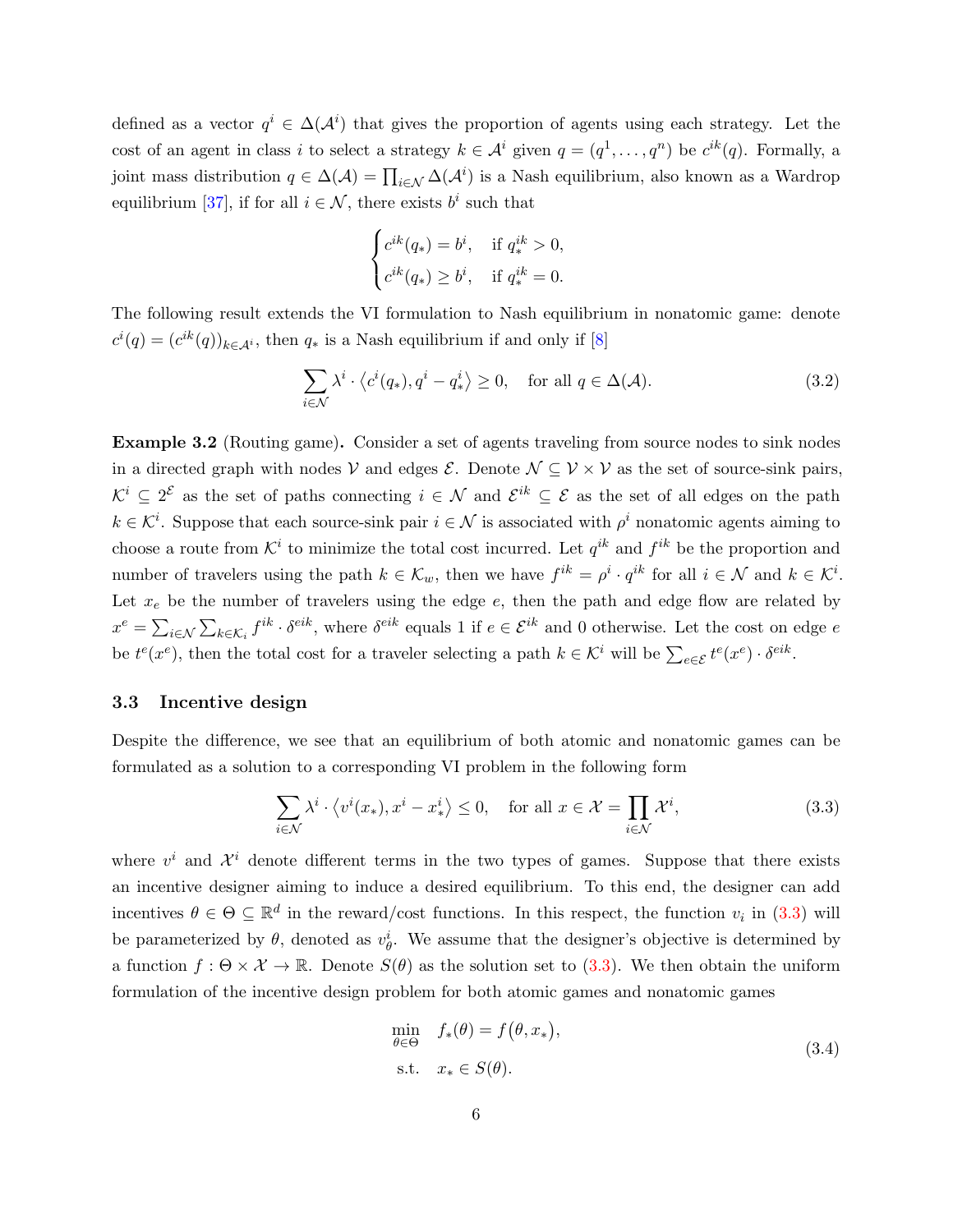defined as a vector $q^i \in \Delta(\mathcal{A}^i)$ that gives the proportion of agents using each strategy. Let the cost of an agent in class $i$ to select a strategy $k \in \mathcal{A}^i$ given $q = (q^1, \dots, q^n)$ be $c^{ik}(q)$. Formally, a joint mass distribution $q \in \Delta(\mathcal{A}) = \prod_{i \in \mathcal{N}} \Delta(\mathcal{A}^i)$ is a Nash equilibrium, also known as a Wardrop equilibrium [37], if for all $i \in \mathcal{N}$, there exists $b^i$ such that

$$
\begin{cases}
c^{ik}(q_*) = b^i, & \text{if } q_*^{ik} > 0, \\
c^{ik}(q_*) \geq b^i, & \text{if } q_*^{ik} = 0.
\end{cases}
$$

The following result extends the VI formulation to Nash equilibrium in nonatomic game: denote $c^i(q) = (c^{ik}(q))_{k \in \mathcal{A}^i}$, then $q_*$ is a Nash equilibrium if and only if [8]

$$
\sum_{i \in \mathcal{N}} \lambda^i \cdot \langle c^i(q_*), q^i - q_*^i \rangle \geq 0, \quad \text{for all } q \in \Delta(\mathcal{A}). \tag{3.2}
$$

**Example 3.2** (Routing game)**.** Consider a set of agents traveling from source nodes to sink nodes in a directed graph with nodes $\mathcal{V}$ and edges $\mathcal{E}$. Denote $\mathcal{N} \subseteq \mathcal{V} \times \mathcal{V}$ as the set of source-sink pairs, $\mathcal{K}^i \subseteq 2^{\mathcal{E}}$ as the set of paths connecting $i \in \mathcal{N}$ and $\mathcal{E}^{ik} \subseteq \mathcal{E}$ as the set of all edges on the path $k \in \mathcal{K}^i$. Suppose that each source-sink pair $i \in \mathcal{N}$ is associated with $\rho^i$ nonatomic agents aiming to choose a route from $\mathcal{K}^i$ to minimize the total cost incurred. Let $q^{ik}$ and $f^{ik}$ be the proportion and number of travelers using the path $k \in \mathcal{K}_w$, then we have $f^{ik} = \rho^i \cdot q^{ik}$ for all $i \in \mathcal{N}$ and $k \in \mathcal{K}^i$. Let $x_e$ be the number of travelers using the edge $e$, then the path and edge flow are related by $x^e = \sum_{i \in \mathcal{N}} \sum_{k \in \mathcal{K}_i} f^{ik} \cdot \delta^{eik}$, where $\delta^{eik}$ equals 1 if $e \in \mathcal{E}^{ik}$ and 0 otherwise. Let the cost on edge $e$ be $t^e(x^e)$, then the total cost for a traveler selecting a path $k \in \mathcal{K}^i$ will be $\sum_{e \in \mathcal{E}} t^e(x^e) \cdot \delta^{eik}$.

### 3.3 Incentive design

Despite the difference, we see that an equilibrium of both atomic and nonatomic games can be formulated as a solution to a corresponding VI problem in the following form

$$
\sum_{i \in \mathcal{N}} \lambda^i \cdot \langle v^i(x_*), x^i - x_*^i \rangle \leq 0, \quad \text{for all } x \in \mathcal{X} = \prod_{i \in \mathcal{N}} \mathcal{X}^i, \tag{3.3}
$$

where $v^i$ and $\mathcal{X}^i$ denote different terms in the two types of games. Suppose that there exists an incentive designer aiming to induce a desired equilibrium. To this end, the designer can add incentives $\theta \in \Theta \subseteq \mathbb{R}^d$ in the reward/cost functions. In this respect, the function $v_i$ in (3.3) will be parameterized by $\theta$, denoted as $v_\theta^i$. We assume that the designer's objective is determined by a function $f : \Theta \times \mathcal{X} \to \mathbb{R}$. Denote $S(\theta)$ as the solution set to (3.3). We then obtain the uniform formulation of the incentive design problem for both atomic games and nonatomic games

$$
\begin{aligned}
\min_{\theta \in \Theta} \quad & f_*(\theta) = f\big(\theta, x_*\big), \\
\text{s.t.} \quad & x_* \in S(\theta).
\end{aligned} \tag{3.4}
$$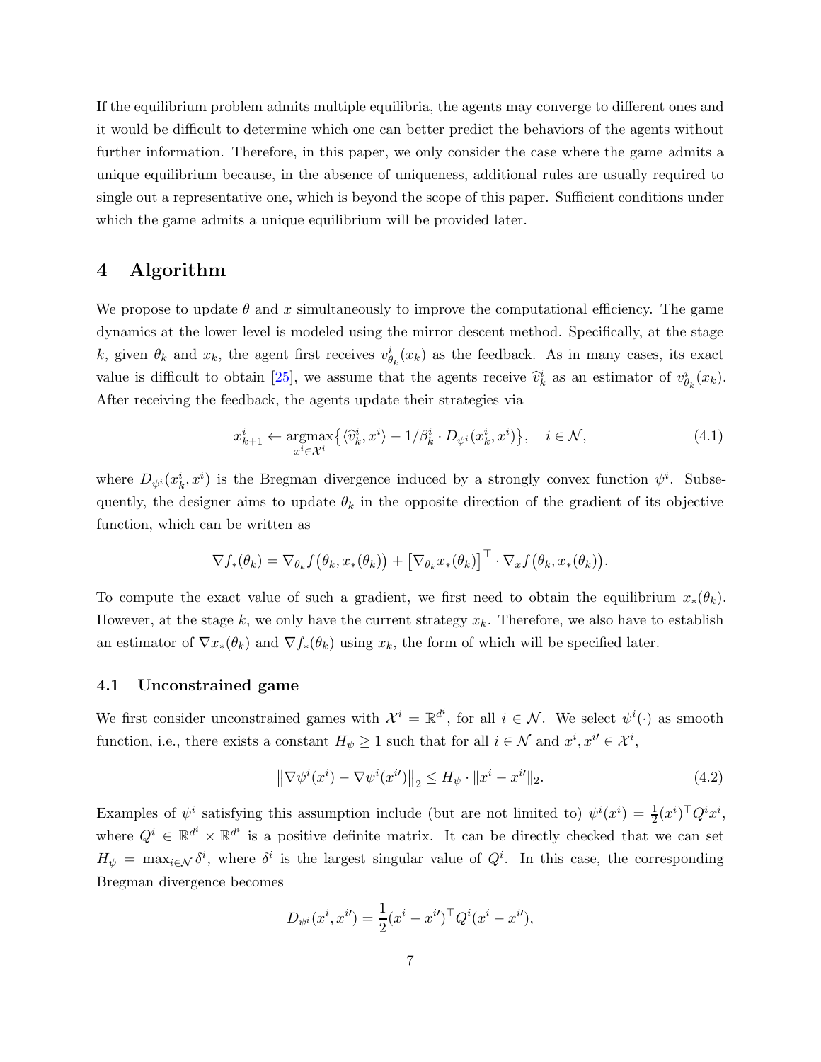If the equilibrium problem admits multiple equilibria, the agents may converge to different ones and it would be difficult to determine which one can better predict the behaviors of the agents without further information. Therefore, in this paper, we only consider the case where the game admits a unique equilibrium because, in the absence of uniqueness, additional rules are usually required to single out a representative one, which is beyond the scope of this paper. Sufficient conditions under which the game admits a unique equilibrium will be provided later.

# 4 Algorithm

We propose to update $\theta$ and $x$ simultaneously to improve the computational efficiency. The game dynamics at the lower level is modeled using the mirror descent method. Specifically, at the stage $k$, given $\theta_k$ and $x_k$, the agent first receives $v^i_{\theta_k}(x_k)$ as the feedback. As in many cases, its exact value is difficult to obtain [25], we assume that the agents receive $\widehat{v}^i_k$ as an estimator of $v^i_{\theta_k}(x_k)$. After receiving the feedback, the agents update their strategies via

$$
x^i_{k+1} \leftarrow \underset{x^i \in \mathcal{X}^i}{\operatorname{argmax}} \big\{ \langle \widehat{v}^i_k, x^i \rangle - 1/\beta^i_k \cdot D_{\psi^i}(x^i_k, x^i) \big\}, \quad i \in \mathcal{N}, \tag{4.1}
$$

where $D_{\psi^i}(x^i_k, x^i)$ is the Bregman divergence induced by a strongly convex function $\psi^i$. Subsequently, the designer aims to update $\theta_k$ in the opposite direction of the gradient of its objective function, which can be written as

$$
\nabla f_*(\theta_k) = \nabla_{\theta_k} f\big(\theta_k, x_*(\theta_k)\big) + \big[\nabla_{\theta_k} x_*(\theta_k)\big]^\top \cdot \nabla_x f\big(\theta_k, x_*(\theta_k)\big).
$$

To compute the exact value of such a gradient, we first need to obtain the equilibrium $x_*(\theta_k)$. However, at the stage $k$, we only have the current strategy $x_k$. Therefore, we also have to establish an estimator of $\nabla x_*(\theta_k)$ and $\nabla f_*(\theta_k)$ using $x_k$, the form of which will be specified later.

## 4.1 Unconstrained game

We first consider unconstrained games with $\mathcal{X}^i = \mathbb{R}^{d^i}$, for all $i \in \mathcal{N}$. We select $\psi^i(\cdot)$ as smooth function, i.e., there exists a constant $H_\psi \geq 1$ such that for all $i \in \mathcal{N}$ and $x^i, x^{i\prime} \in \mathcal{X}^i$,

$$
\big\|\nabla \psi^i(x^i) - \nabla \psi^i(x^{i\prime})\big\|_2 \leq H_\psi \cdot \|x^i - x^{i\prime}\|_2. \tag{4.2}
$$

Examples of $\psi^i$ satisfying this assumption include (but are not limited to) $\psi^i(x^i) = \frac{1}{2}(x^i)^\top Q^i x^i$, where $Q^i \in \mathbb{R}^{d^i} \times \mathbb{R}^{d^i}$ is a positive definite matrix. It can be directly checked that we can set $H_\psi = \max_{i \in \mathcal{N}} \delta^i$, where $\delta^i$ is the largest singular value of $Q^i$. In this case, the corresponding Bregman divergence becomes

$$
D_{\psi^i}(x^i, x^{i\prime}) = \frac{1}{2}(x^i - x^{i\prime})^\top Q^i (x^i - x^{i\prime}),
$$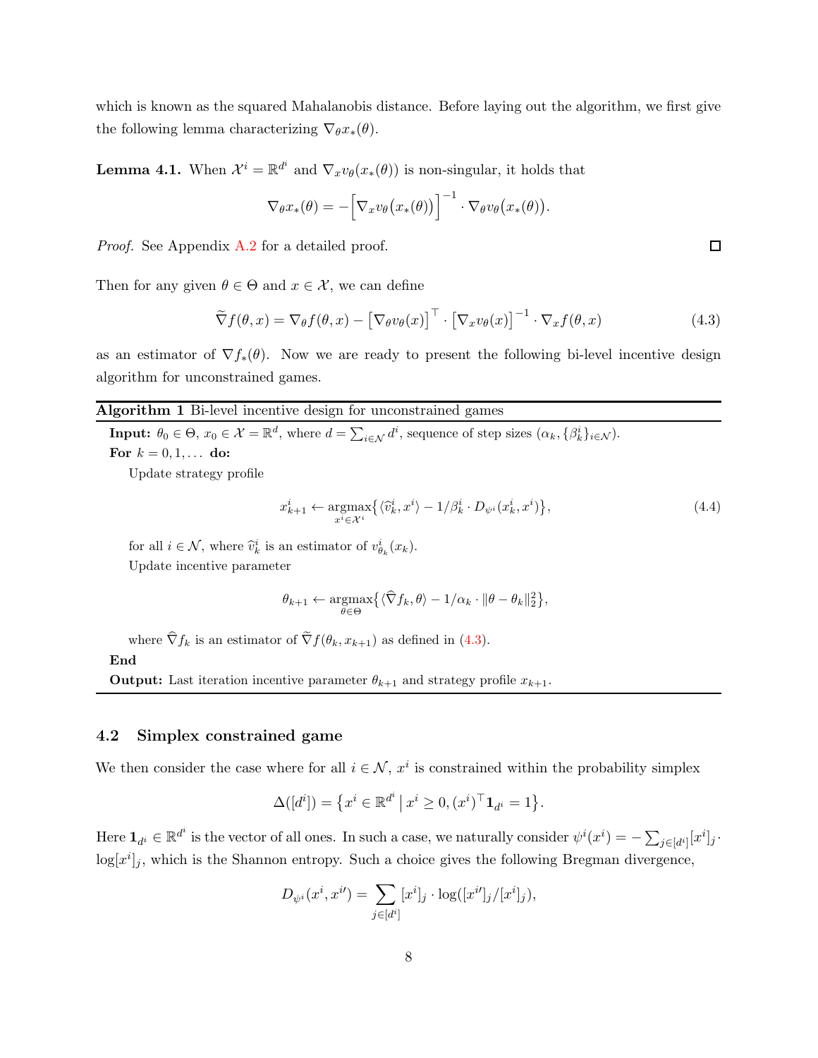which is known as the squared Mahalanobis distance. Before laying out the algorithm, we first give the following lemma characterizing $\nabla_\theta x_*(\theta)$.

**Lemma 4.1.** When $\mathcal{X}^i = \mathbb{R}^{d^i}$ and $\nabla_x v_\theta(x_*(\theta))$ is non-singular, it holds that

$$\nabla_\theta x_*(\theta) = -\Big[\nabla_x v_\theta\big(x_*(\theta)\big)\Big]^{-1} \cdot \nabla_\theta v_\theta\big(x_*(\theta)\big).$$

*Proof.* See Appendix A.2 for a detailed proof. $\square$

Then for any given $\theta \in \Theta$ and $x \in \mathcal{X}$, we can define

$$\widetilde{\nabla} f(\theta, x) = \nabla_\theta f(\theta, x) - \big[\nabla_\theta v_\theta(x)\big]^\top \cdot \big[\nabla_x v_\theta(x)\big]^{-1} \cdot \nabla_x f(\theta, x) \tag{4.3}$$

as an estimator of $\nabla f_*(\theta)$. Now we are ready to present the following bi-level incentive design algorithm for unconstrained games.

---

**Algorithm 1** Bi-level incentive design for unconstrained games

---

**Input:** $\theta_0 \in \Theta$, $x_0 \in \mathcal{X} = \mathbb{R}^d$, where $d = \sum_{i \in \mathcal{N}} d^i$, sequence of step sizes $(\alpha_k, \{\beta_k^i\}_{i \in \mathcal{N}})$.

**For** $k = 0, 1, \ldots$ **do:**

Update strategy profile

$$x_{k+1}^i \leftarrow \underset{x^i \in \mathcal{X}^i}{\operatorname{argmax}} \big\{ \langle \widehat{v}_k^i, x^i \rangle - 1/\beta_k^i \cdot D_{\psi^i}(x_k^i, x^i) \big\}, \tag{4.4}$$

for all $i \in \mathcal{N}$, where $\widehat{v}_k^i$ is an estimator of $v_{\theta_k}^i(x_k)$.

Update incentive parameter

$$\theta_{k+1} \leftarrow \underset{\theta \in \Theta}{\operatorname{argmax}} \big\{ \langle \widehat{\nabla} f_k, \theta \rangle - 1/\alpha_k \cdot \|\theta - \theta_k\|_2^2 \big\},$$

where $\widehat{\nabla} f_k$ is an estimator of $\widetilde{\nabla} f(\theta_k, x_{k+1})$ as defined in (4.3).

**End**

**Output:** Last iteration incentive parameter $\theta_{k+1}$ and strategy profile $x_{k+1}$.

---

### 4.2 Simplex constrained game

We then consider the case where for all $i \in \mathcal{N}$, $x^i$ is constrained within the probability simplex

$$\Delta([d^i]) = \big\{ x^i \in \mathbb{R}^{d^i} \,\big|\, x^i \geq 0, (x^i)^\top \mathbf{1}_{d^i} = 1 \big\}.$$

Here $\mathbf{1}_{d^i} \in \mathbb{R}^{d^i}$ is the vector of all ones. In such a case, we naturally consider $\psi^i(x^i) = -\sum_{j \in [d^i]} [x^i]_j \cdot \log[x^i]_j$, which is the Shannon entropy. Such a choice gives the following Bregman divergence,

$$D_{\psi^i}(x^i, x^{i\prime}) = \sum_{j \in [d^i]} [x^i]_j \cdot \log([x^{i\prime}]_j / [x^i]_j),$$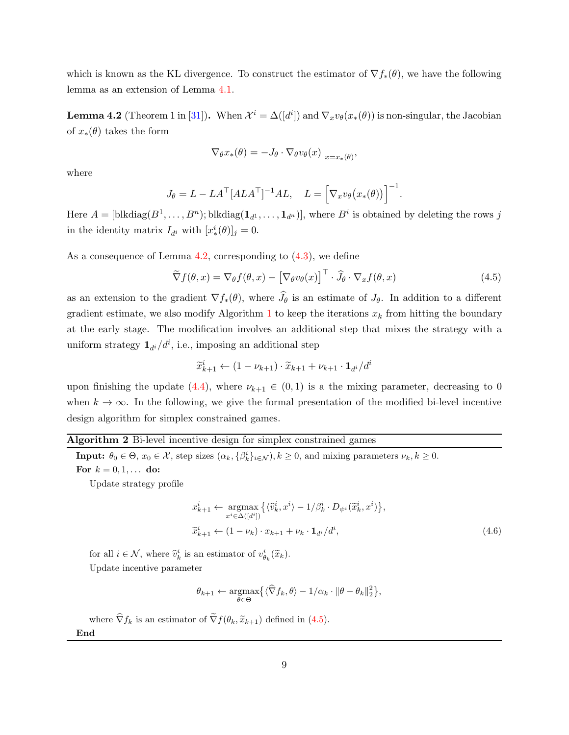which is known as the KL divergence. To construct the estimator of $\nabla f_*(\theta)$, we have the following lemma as an extension of Lemma 4.1.

**Lemma 4.2** (Theorem 1 in [31])**.** When $\mathcal{X}^i = \Delta([d^i])$ and $\nabla_x v_\theta(x_*(\theta))$ is non-singular, the Jacobian of $x_*(\theta)$ takes the form

$$\nabla_\theta x_*(\theta) = -J_\theta \cdot \nabla_\theta v_\theta(x)\big|_{x=x_*(\theta)},$$

where

$$J_\theta = L - LA^\top [ALA^\top]^{-1} AL, \quad L = \Big[\nabla_x v_\theta\big(x_*(\theta)\big)\Big]^{-1}.$$

Here $A = [\mathrm{blkdiag}(B^1, \ldots, B^n); \mathrm{blkdiag}(\mathbf{1}_{d^1}, \ldots, \mathbf{1}_{d^n})]$, where $B^i$ is obtained by deleting the rows $j$ in the identity matrix $I_{d^i}$ with $[x_*^i(\theta)]_j = 0$.

As a consequence of Lemma 4.2, corresponding to (4.3), we define

$$\widetilde{\nabla} f(\theta, x) = \nabla_\theta f(\theta, x) - \big[\nabla_\theta v_\theta(x)\big]^\top \cdot \widehat{J}_\theta \cdot \nabla_x f(\theta, x) \tag{4.5}$$

as an extension to the gradient $\nabla f_*(\theta)$, where $\widehat{J}_\theta$ is an estimate of $J_\theta$. In addition to a different gradient estimate, we also modify Algorithm 1 to keep the iterations $x_k$ from hitting the boundary at the early stage. The modification involves an additional step that mixes the strategy with a uniform strategy $\mathbf{1}_{d^i}/d^i$, i.e., imposing an additional step

$$\widetilde{x}_{k+1}^i \leftarrow (1 - \nu_{k+1}) \cdot \widetilde{x}_{k+1} + \nu_{k+1} \cdot \mathbf{1}_{d^i}/d^i$$

upon finishing the update (4.4), where $\nu_{k+1} \in (0, 1)$ is a the mixing parameter, decreasing to 0 when $k \to \infty$. In the following, we give the formal presentation of the modified bi-level incentive design algorithm for simplex constrained games.

---

**Algorithm 2** Bi-level incentive design for simplex constrained games

---

**Input:** $\theta_0 \in \Theta$, $x_0 \in \mathcal{X}$, step sizes $(\alpha_k, \{\beta_k^i\}_{i \in \mathcal{N}})$, $k \geq 0$, and mixing parameters $\nu_k$, $k \geq 0$.

**For** $k = 0, 1, \ldots$ **do:**

Update strategy profile

$$\begin{aligned} x_{k+1}^i &\leftarrow \underset{x^i \in \Delta([d^i])}{\mathrm{argmax}} \big\{ \langle \widehat{v}_k^i, x^i \rangle - 1/\beta_k^i \cdot D_{\psi^i}(\widetilde{x}_k^i, x^i) \big\}, \\ \widetilde{x}_{k+1}^i &\leftarrow (1 - \nu_k) \cdot x_{k+1} + \nu_k \cdot \mathbf{1}_{d^i}/d^i, \end{aligned} \tag{4.6}$$

for all $i \in \mathcal{N}$, where $\widehat{v}_k^i$ is an estimator of $v_{\theta_k}^i(\widetilde{x}_k)$.

Update incentive parameter

$$\theta_{k+1} \leftarrow \underset{\theta \in \Theta}{\mathrm{argmax}} \big\{ \langle \widehat{\nabla} f_k, \theta \rangle - 1/\alpha_k \cdot \|\theta - \theta_k\|_2^2 \big\},$$

where $\widehat{\nabla} f_k$ is an estimator of $\widetilde{\nabla} f(\theta_k, \widetilde{x}_{k+1})$ defined in (4.5).

**End**

---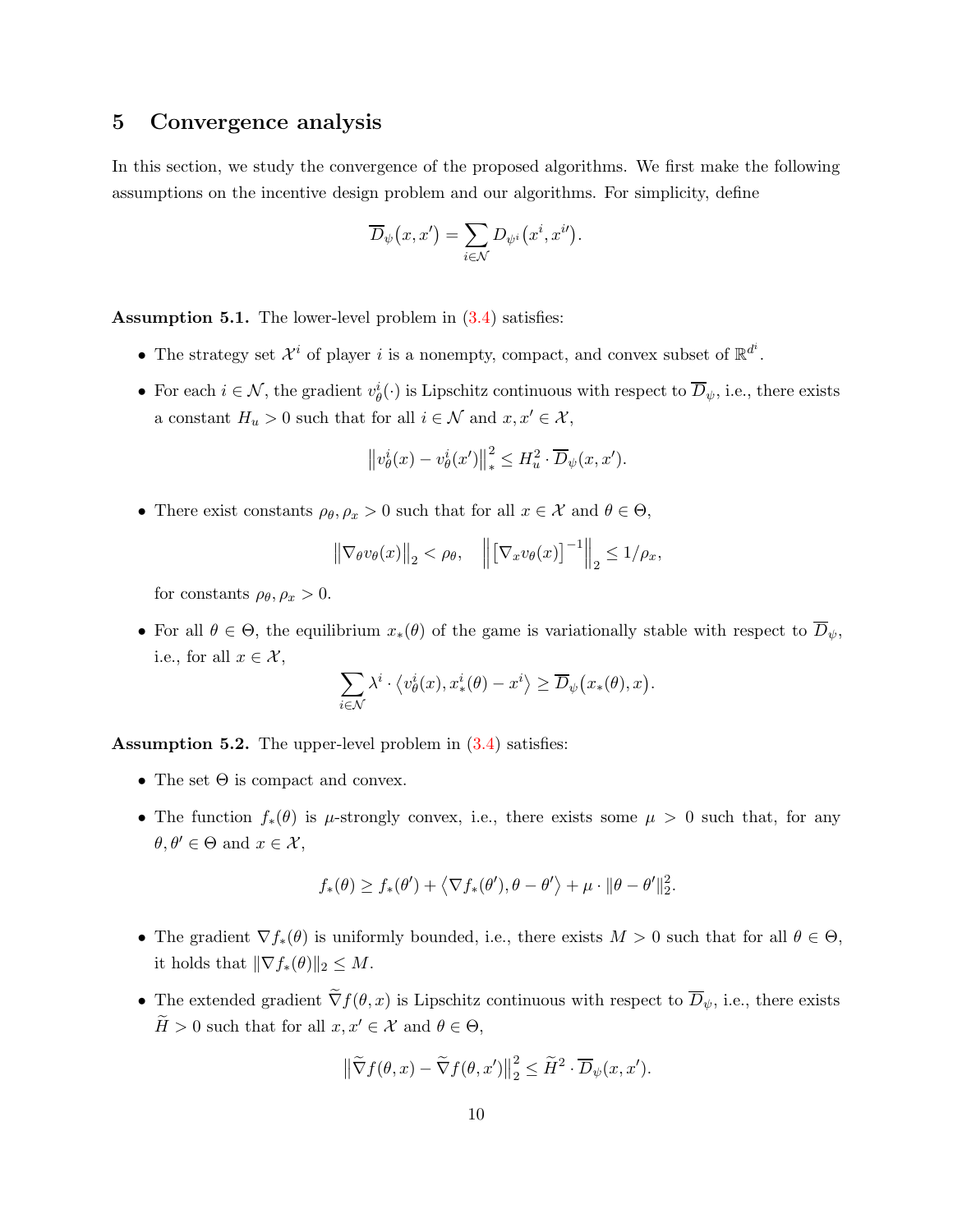## 5 Convergence analysis

In this section, we study the convergence of the proposed algorithms. We first make the following assumptions on the incentive design problem and our algorithms. For simplicity, define

$$\overline{D}_\psi(x, x') = \sum_{i \in \mathcal{N}} D_{\psi^i}(x^i, x^{i\prime}).$$

**Assumption 5.1.** The lower-level problem in (3.4) satisfies:

- The strategy set $\mathcal{X}^i$ of player $i$ is a nonempty, compact, and convex subset of $\mathbb{R}^{d^i}$.
- For each $i \in \mathcal{N}$, the gradient $v_\theta^i(\cdot)$ is Lipschitz continuous with respect to $\overline{D}_\psi$, i.e., there exists a constant $H_u > 0$ such that for all $i \in \mathcal{N}$ and $x, x' \in \mathcal{X}$,

$$\left\| v_\theta^i(x) - v_\theta^i(x') \right\|_*^2 \le H_u^2 \cdot \overline{D}_\psi(x, x').$$

- There exist constants $\rho_\theta, \rho_x > 0$ such that for all $x \in \mathcal{X}$ and $\theta \in \Theta$,

$$\left\| \nabla_\theta v_\theta(x) \right\|_2 < \rho_\theta, \quad \left\| \left[ \nabla_x v_\theta(x) \right]^{-1} \right\|_2 \le 1/\rho_x,$$

  for constants $\rho_\theta, \rho_x > 0$.
- For all $\theta \in \Theta$, the equilibrium $x_*(\theta)$ of the game is variationally stable with respect to $\overline{D}_\psi$, i.e., for all $x \in \mathcal{X}$,

$$\sum_{i \in \mathcal{N}} \lambda^i \cdot \left\langle v_\theta^i(x), x_*^i(\theta) - x^i \right\rangle \ge \overline{D}_\psi(x_*(\theta), x).$$

**Assumption 5.2.** The upper-level problem in (3.4) satisfies:

- The set $\Theta$ is compact and convex.
- The function $f_*(\theta)$ is $\mu$-strongly convex, i.e., there exists some $\mu > 0$ such that, for any $\theta, \theta' \in \Theta$ and $x \in \mathcal{X}$,

$$f_*(\theta) \ge f_*(\theta') + \left\langle \nabla f_*(\theta'), \theta - \theta' \right\rangle + \mu \cdot \|\theta - \theta'\|_2^2.$$

- The gradient $\nabla f_*(\theta)$ is uniformly bounded, i.e., there exists $M > 0$ such that for all $\theta \in \Theta$, it holds that $\|\nabla f_*(\theta)\|_2 \le M$.
- The extended gradient $\widetilde{\nabla} f(\theta, x)$ is Lipschitz continuous with respect to $\overline{D}_\psi$, i.e., there exists $\widetilde{H} > 0$ such that for all $x, x' \in \mathcal{X}$ and $\theta \in \Theta$,

$$\left\| \widetilde{\nabla} f(\theta, x) - \widetilde{\nabla} f(\theta, x') \right\|_2^2 \le \widetilde{H}^2 \cdot \overline{D}_\psi(x, x').$$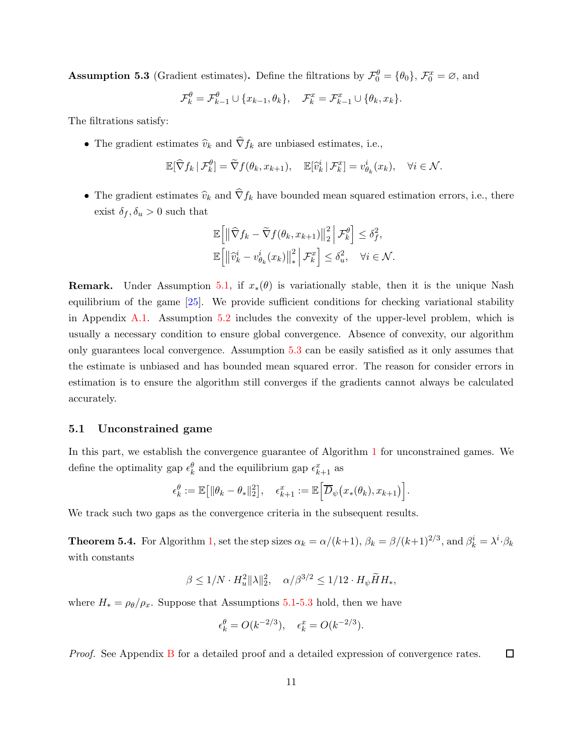**Assumption 5.3** (Gradient estimates)**.** Define the filtrations by $\mathcal{F}_0^\theta = \{\theta_0\}$, $\mathcal{F}_0^x = \varnothing$, and

$$\mathcal{F}_k^\theta = \mathcal{F}_{k-1}^\theta \cup \{x_{k-1}, \theta_k\}, \quad \mathcal{F}_k^x = \mathcal{F}_{k-1}^x \cup \{\theta_k, x_k\}.$$

The filtrations satisfy:

- The gradient estimates $\widehat{v}_k$ and $\widehat{\nabla} f_k$ are unbiased estimates, i.e.,

$$\mathbb{E}[\widehat{\nabla} f_k \,|\, \mathcal{F}_k^\theta] = \widetilde{\nabla} f(\theta_k, x_{k+1}), \quad \mathbb{E}[\widehat{v}_k^i \,|\, \mathcal{F}_k^x] = v_{\theta_k}^i(x_k), \quad \forall i \in \mathcal{N}.$$

- The gradient estimates $\widehat{v}_k$ and $\widehat{\nabla} f_k$ have bounded mean squared estimation errors, i.e., there exist $\delta_f, \delta_u > 0$ such that

$$\mathbb{E}\Big[\big\|\widehat{\nabla} f_k - \widetilde{\nabla} f(\theta_k, x_{k+1})\big\|_2^2 \,\Big|\, \mathcal{F}_k^\theta\Big] \le \delta_f^2,$$
$$\mathbb{E}\Big[\big\|\widehat{v}_k^i - v_{\theta_k}^i(x_k)\big\|_*^2 \,\Big|\, \mathcal{F}_k^x\Big] \le \delta_u^2, \quad \forall i \in \mathcal{N}.$$

**Remark.** Under Assumption 5.1, if $x_*(\theta)$ is variationally stable, then it is the unique Nash equilibrium of the game [25]. We provide sufficient conditions for checking variational stability in Appendix A.1. Assumption 5.2 includes the convexity of the upper-level problem, which is usually a necessary condition to ensure global convergence. Absence of convexity, our algorithm only guarantees local convergence. Assumption 5.3 can be easily satisfied as it only assumes that the estimate is unbiased and has bounded mean squared error. The reason for consider errors in estimation is to ensure the algorithm still converges if the gradients cannot always be calculated accurately.

## 5.1 Unconstrained game

In this part, we establish the convergence guarantee of Algorithm 1 for unconstrained games. We define the optimality gap $\epsilon_k^\theta$ and the equilibrium gap $\epsilon_{k+1}^x$ as

$$\epsilon_k^\theta := \mathbb{E}\big[\|\theta_k - \theta_*\|_2^2\big], \quad \epsilon_{k+1}^x := \mathbb{E}\Big[\overline{D}_\psi\big(x_*(\theta_k), x_{k+1}\big)\Big].$$

We track such two gaps as the convergence criteria in the subsequent results.

**Theorem 5.4.** *For Algorithm 1, set the step sizes $\alpha_k = \alpha/(k+1)$, $\beta_k = \beta/(k+1)^{2/3}$, and $\beta_k^i = \lambda^i \cdot \beta_k$ with constants*

$$\beta \le 1/N \cdot H_u^2 \|\lambda\|_2^2, \quad \alpha/\beta^{3/2} \le 1/12 \cdot H_\psi \widetilde{H} H_*,$$

*where $H_* = \rho_\theta/\rho_x$. Suppose that Assumptions 5.1-5.3 hold, then we have*

$$\epsilon_k^\theta = O(k^{-2/3}), \quad \epsilon_k^x = O(k^{-2/3}).$$

*Proof.* See Appendix B for a detailed proof and a detailed expression of convergence rates. ◻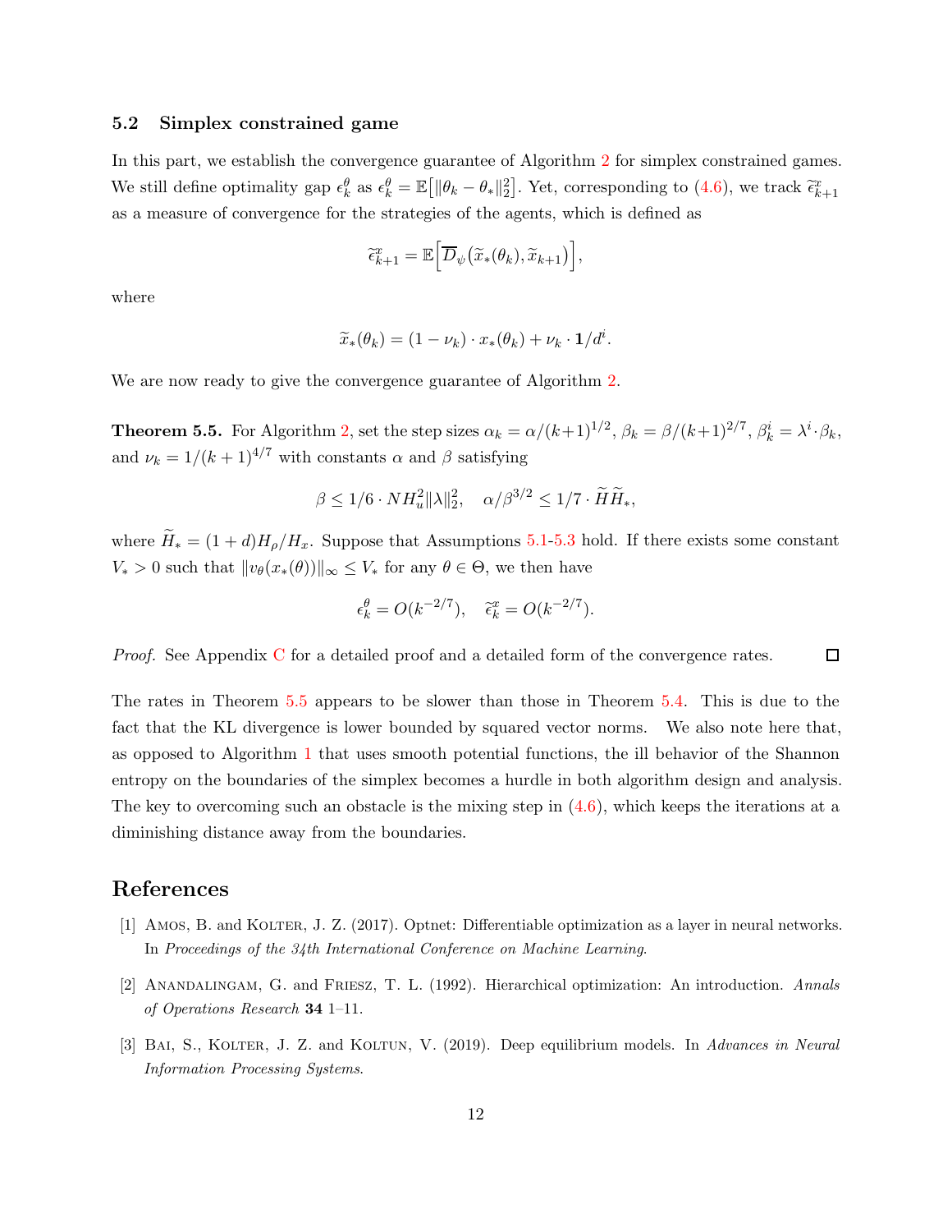### 5.2 Simplex constrained game

In this part, we establish the convergence guarantee of Algorithm 2 for simplex constrained games. We still define optimality gap $\epsilon_k^\theta$ as $\epsilon_k^\theta = \mathbb{E}\big[\|\theta_k - \theta_*\|_2^2\big]$. Yet, corresponding to (4.6), we track $\widetilde{\epsilon}_{k+1}^x$ as a measure of convergence for the strategies of the agents, which is defined as

$$\widetilde{\epsilon}_{k+1}^x = \mathbb{E}\Big[\overline{D}_\psi\big(\widetilde{x}_*(\theta_k), \widetilde{x}_{k+1}\big)\Big],$$

where

$$\widetilde{x}_*(\theta_k) = (1 - \nu_k) \cdot x_*(\theta_k) + \nu_k \cdot \mathbf{1}/d^i.$$

We are now ready to give the convergence guarantee of Algorithm 2.

**Theorem 5.5.** For Algorithm 2, set the step sizes $\alpha_k = \alpha/(k+1)^{1/2}$, $\beta_k = \beta/(k+1)^{2/7}$, $\beta_k^i = \lambda^i \cdot \beta_k$, and $\nu_k = 1/(k+1)^{4/7}$ with constants $\alpha$ and $\beta$ satisfying

$$\beta \le 1/6 \cdot N H_u^2 \|\lambda\|_2^2, \quad \alpha/\beta^{3/2} \le 1/7 \cdot \widetilde{H}\widetilde{H}_*,$$

where $\widetilde{H}_* = (1+d)H_\rho/H_x$. Suppose that Assumptions 5.1-5.3 hold. If there exists some constant $V_* > 0$ such that $\|v_\theta(x_*(\theta))\|_\infty \le V_*$ for any $\theta \in \Theta$, we then have

$$\epsilon_k^\theta = O(k^{-2/7}), \quad \widetilde{\epsilon}_k^x = O(k^{-2/7}).$$

*Proof.* See Appendix C for a detailed proof and a detailed form of the convergence rates. $\square$

The rates in Theorem 5.5 appears to be slower than those in Theorem 5.4. This is due to the fact that the KL divergence is lower bounded by squared vector norms. We also note here that, as opposed to Algorithm 1 that uses smooth potential functions, the ill behavior of the Shannon entropy on the boundaries of the simplex becomes a hurdle in both algorithm design and analysis. The key to overcoming such an obstacle is the mixing step in (4.6), which keeps the iterations at a diminishing distance away from the boundaries.

## References

[1] Amos, B. and Kolter, J. Z. (2017). Optnet: Differentiable optimization as a layer in neural networks. In *Proceedings of the 34th International Conference on Machine Learning*.

[2] Anandalingam, G. and Friesz, T. L. (1992). Hierarchical optimization: An introduction. *Annals of Operations Research* **34** 1–11.

[3] Bai, S., Kolter, J. Z. and Koltun, V. (2019). Deep equilibrium models. In *Advances in Neural Information Processing Systems*.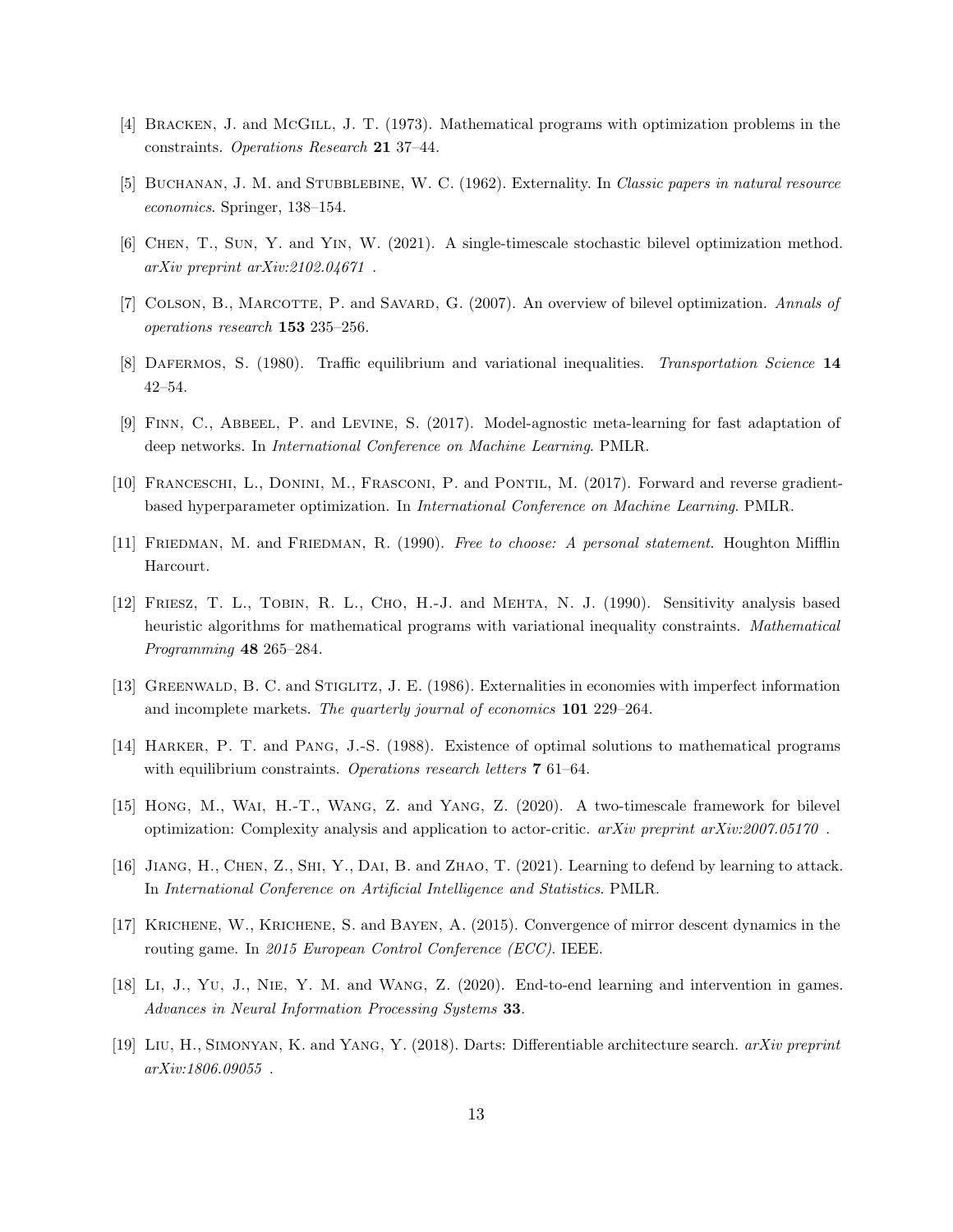[4] Bracken, J. and McGill, J. T. (1973). Mathematical programs with optimization problems in the constraints. *Operations Research* **21** 37–44.

[5] Buchanan, J. M. and Stubblebine, W. C. (1962). Externality. In *Classic papers in natural resource economics*. Springer, 138–154.

[6] Chen, T., Sun, Y. and Yin, W. (2021). A single-timescale stochastic bilevel optimization method. *arXiv preprint arXiv:2102.04671* .

[7] Colson, B., Marcotte, P. and Savard, G. (2007). An overview of bilevel optimization. *Annals of operations research* **153** 235–256.

[8] Dafermos, S. (1980). Traffic equilibrium and variational inequalities. *Transportation Science* **14** 42–54.

[9] Finn, C., Abbeel, P. and Levine, S. (2017). Model-agnostic meta-learning for fast adaptation of deep networks. In *International Conference on Machine Learning*. PMLR.

[10] Franceschi, L., Donini, M., Frasconi, P. and Pontil, M. (2017). Forward and reverse gradient-based hyperparameter optimization. In *International Conference on Machine Learning*. PMLR.

[11] Friedman, M. and Friedman, R. (1990). *Free to choose: A personal statement*. Houghton Mifflin Harcourt.

[12] Friesz, T. L., Tobin, R. L., Cho, H.-J. and Mehta, N. J. (1990). Sensitivity analysis based heuristic algorithms for mathematical programs with variational inequality constraints. *Mathematical Programming* **48** 265–284.

[13] Greenwald, B. C. and Stiglitz, J. E. (1986). Externalities in economies with imperfect information and incomplete markets. *The quarterly journal of economics* **101** 229–264.

[14] Harker, P. T. and Pang, J.-S. (1988). Existence of optimal solutions to mathematical programs with equilibrium constraints. *Operations research letters* **7** 61–64.

[15] Hong, M., Wai, H.-T., Wang, Z. and Yang, Z. (2020). A two-timescale framework for bilevel optimization: Complexity analysis and application to actor-critic. *arXiv preprint arXiv:2007.05170* .

[16] Jiang, H., Chen, Z., Shi, Y., Dai, B. and Zhao, T. (2021). Learning to defend by learning to attack. In *International Conference on Artificial Intelligence and Statistics*. PMLR.

[17] Krichene, W., Krichene, S. and Bayen, A. (2015). Convergence of mirror descent dynamics in the routing game. In *2015 European Control Conference (ECC)*. IEEE.

[18] Li, J., Yu, J., Nie, Y. M. and Wang, Z. (2020). End-to-end learning and intervention in games. *Advances in Neural Information Processing Systems* **33**.

[19] Liu, H., Simonyan, K. and Yang, Y. (2018). Darts: Differentiable architecture search. *arXiv preprint arXiv:1806.09055* .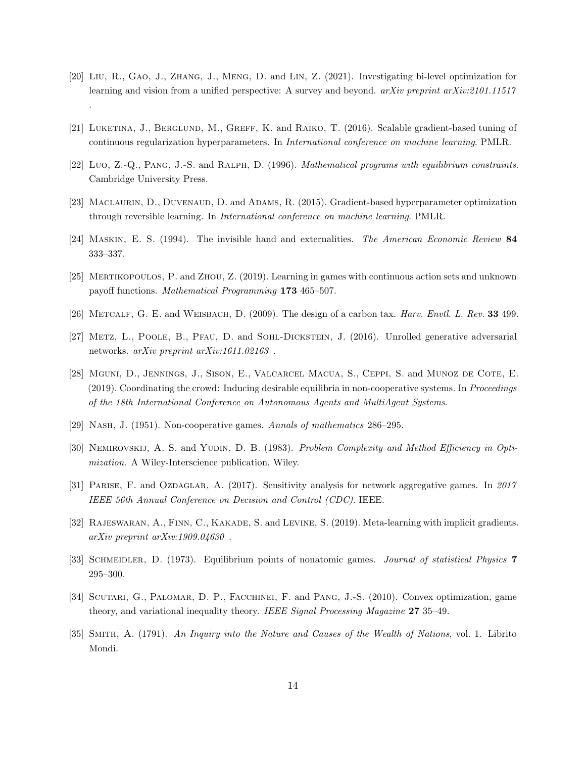[20] Liu, R., Gao, J., Zhang, J., Meng, D. and Lin, Z. (2021). Investigating bi-level optimization for learning and vision from a unified perspective: A survey and beyond. *arXiv preprint arXiv:2101.11517* .

[21] Luketina, J., Berglund, M., Greff, K. and Raiko, T. (2016). Scalable gradient-based tuning of continuous regularization hyperparameters. In *International conference on machine learning*. PMLR.

[22] Luo, Z.-Q., Pang, J.-S. and Ralph, D. (1996). *Mathematical programs with equilibrium constraints*. Cambridge University Press.

[23] Maclaurin, D., Duvenaud, D. and Adams, R. (2015). Gradient-based hyperparameter optimization through reversible learning. In *International conference on machine learning*. PMLR.

[24] Maskin, E. S. (1994). The invisible hand and externalities. *The American Economic Review* **84** 333–337.

[25] Mertikopoulos, P. and Zhou, Z. (2019). Learning in games with continuous action sets and unknown payoff functions. *Mathematical Programming* **173** 465–507.

[26] Metcalf, G. E. and Weisbach, D. (2009). The design of a carbon tax. *Harv. Envtl. L. Rev.* **33** 499.

[27] Metz, L., Poole, B., Pfau, D. and Sohl-Dickstein, J. (2016). Unrolled generative adversarial networks. *arXiv preprint arXiv:1611.02163* .

[28] Mguni, D., Jennings, J., Sison, E., Valcarcel Macua, S., Ceppi, S. and Munoz de Cote, E. (2019). Coordinating the crowd: Inducing desirable equilibria in non-cooperative systems. In *Proceedings of the 18th International Conference on Autonomous Agents and MultiAgent Systems*.

[29] Nash, J. (1951). Non-cooperative games. *Annals of mathematics* 286–295.

[30] Nemirovskij, A. S. and Yudin, D. B. (1983). *Problem Complexity and Method Efficiency in Optimization*. A Wiley-Interscience publication, Wiley.

[31] Parise, F. and Ozdaglar, A. (2017). Sensitivity analysis for network aggregative games. In *2017 IEEE 56th Annual Conference on Decision and Control (CDC)*. IEEE.

[32] Rajeswaran, A., Finn, C., Kakade, S. and Levine, S. (2019). Meta-learning with implicit gradients. *arXiv preprint arXiv:1909.04630* .

[33] Schmeidler, D. (1973). Equilibrium points of nonatomic games. *Journal of statistical Physics* **7** 295–300.

[34] Scutari, G., Palomar, D. P., Facchinei, F. and Pang, J.-S. (2010). Convex optimization, game theory, and variational inequality theory. *IEEE Signal Processing Magazine* **27** 35–49.

[35] Smith, A. (1791). *An Inquiry into the Nature and Causes of the Wealth of Nations*, vol. 1. Librito Mondi.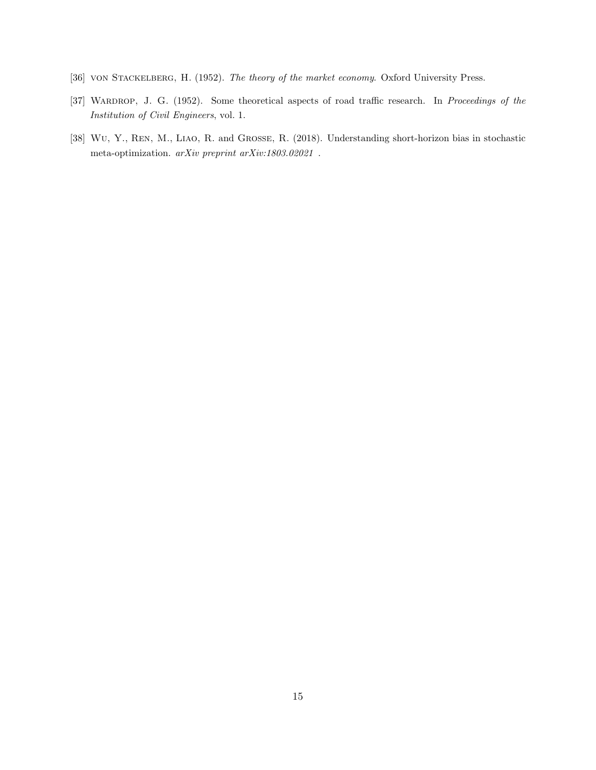[36] von Stackelberg, H. (1952). *The theory of the market economy*. Oxford University Press.

[37] Wardrop, J. G. (1952). Some theoretical aspects of road traffic research. In *Proceedings of the Institution of Civil Engineers*, vol. 1.

[38] Wu, Y., Ren, M., Liao, R. and Grosse, R. (2018). Understanding short-horizon bias in stochastic meta-optimization. *arXiv preprint arXiv:1803.02021* .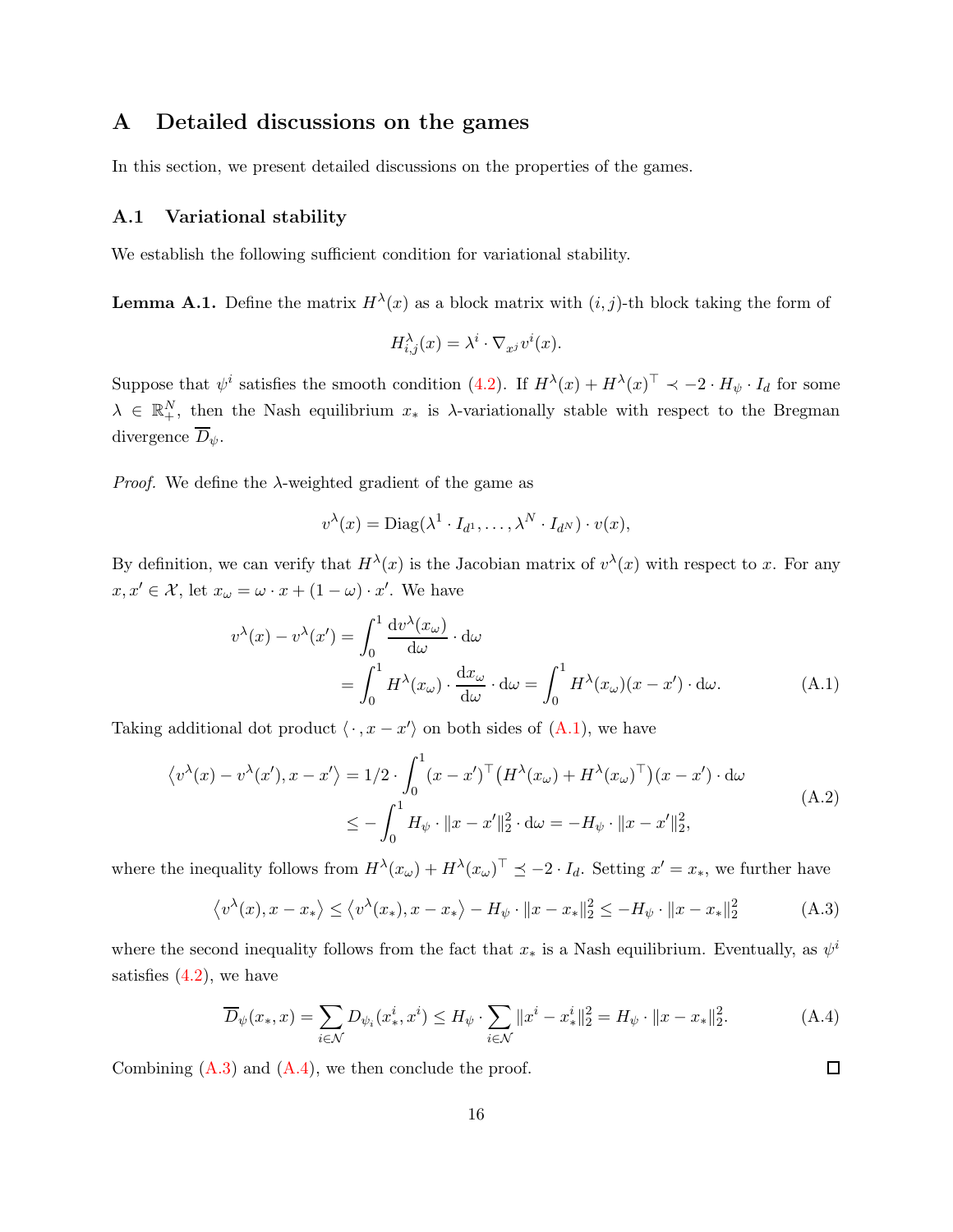# A Detailed discussions on the games

In this section, we present detailed discussions on the properties of the games.

## A.1 Variational stability

We establish the following sufficient condition for variational stability.

**Lemma A.1.** Define the matrix $H^\lambda(x)$ as a block matrix with $(i,j)$-th block taking the form of

$$H^\lambda_{i,j}(x) = \lambda^i \cdot \nabla_{x^j} v^i(x).$$

Suppose that $\psi^i$ satisfies the smooth condition (4.2). If $H^\lambda(x) + H^\lambda(x)^\top \prec -2 \cdot H_\psi \cdot I_d$ for some $\lambda \in \mathbb{R}^N_+$, then the Nash equilibrium $x_*$ is $\lambda$-variationally stable with respect to the Bregman divergence $\overline{D}_\psi$.

*Proof.* We define the $\lambda$-weighted gradient of the game as

$$v^\lambda(x) = \mathrm{Diag}(\lambda^1 \cdot I_{d^1}, \ldots, \lambda^N \cdot I_{d^N}) \cdot v(x),$$

By definition, we can verify that $H^\lambda(x)$ is the Jacobian matrix of $v^\lambda(x)$ with respect to $x$. For any $x, x' \in \mathcal{X}$, let $x_\omega = \omega \cdot x + (1-\omega) \cdot x'$. We have

$$\begin{aligned} v^\lambda(x) - v^\lambda(x') &= \int_0^1 \frac{\mathrm{d} v^\lambda(x_\omega)}{\mathrm{d}\omega} \cdot \mathrm{d}\omega \\ &= \int_0^1 H^\lambda(x_\omega) \cdot \frac{\mathrm{d} x_\omega}{\mathrm{d}\omega} \cdot \mathrm{d}\omega = \int_0^1 H^\lambda(x_\omega)(x - x') \cdot \mathrm{d}\omega. \end{aligned} \tag{A.1}$$

Taking additional dot product $\langle \cdot, x - x' \rangle$ on both sides of (A.1), we have

$$\begin{aligned} \langle v^\lambda(x) - v^\lambda(x'), x - x' \rangle &= 1/2 \cdot \int_0^1 (x - x')^\top \big(H^\lambda(x_\omega) + H^\lambda(x_\omega)^\top\big)(x - x') \cdot \mathrm{d}\omega \\ &\le -\int_0^1 H_\psi \cdot \|x - x'\|_2^2 \cdot \mathrm{d}\omega = -H_\psi \cdot \|x - x'\|_2^2, \end{aligned} \tag{A.2}$$

where the inequality follows from $H^\lambda(x_\omega) + H^\lambda(x_\omega)^\top \preceq -2 \cdot I_d$. Setting $x' = x_*$, we further have

$$\langle v^\lambda(x), x - x_* \rangle \le \langle v^\lambda(x_*), x - x_* \rangle - H_\psi \cdot \|x - x_*\|_2^2 \le -H_\psi \cdot \|x - x_*\|_2^2 \tag{A.3}$$

where the second inequality follows from the fact that $x_*$ is a Nash equilibrium. Eventually, as $\psi^i$ satisfies (4.2), we have

$$\overline{D}_\psi(x_*, x) = \sum_{i \in \mathcal{N}} D_{\psi_i}(x_*^i, x^i) \le H_\psi \cdot \sum_{i \in \mathcal{N}} \|x^i - x_*^i\|_2^2 = H_\psi \cdot \|x - x_*\|_2^2. \tag{A.4}$$

Combining (A.3) and (A.4), we then conclude the proof. $\square$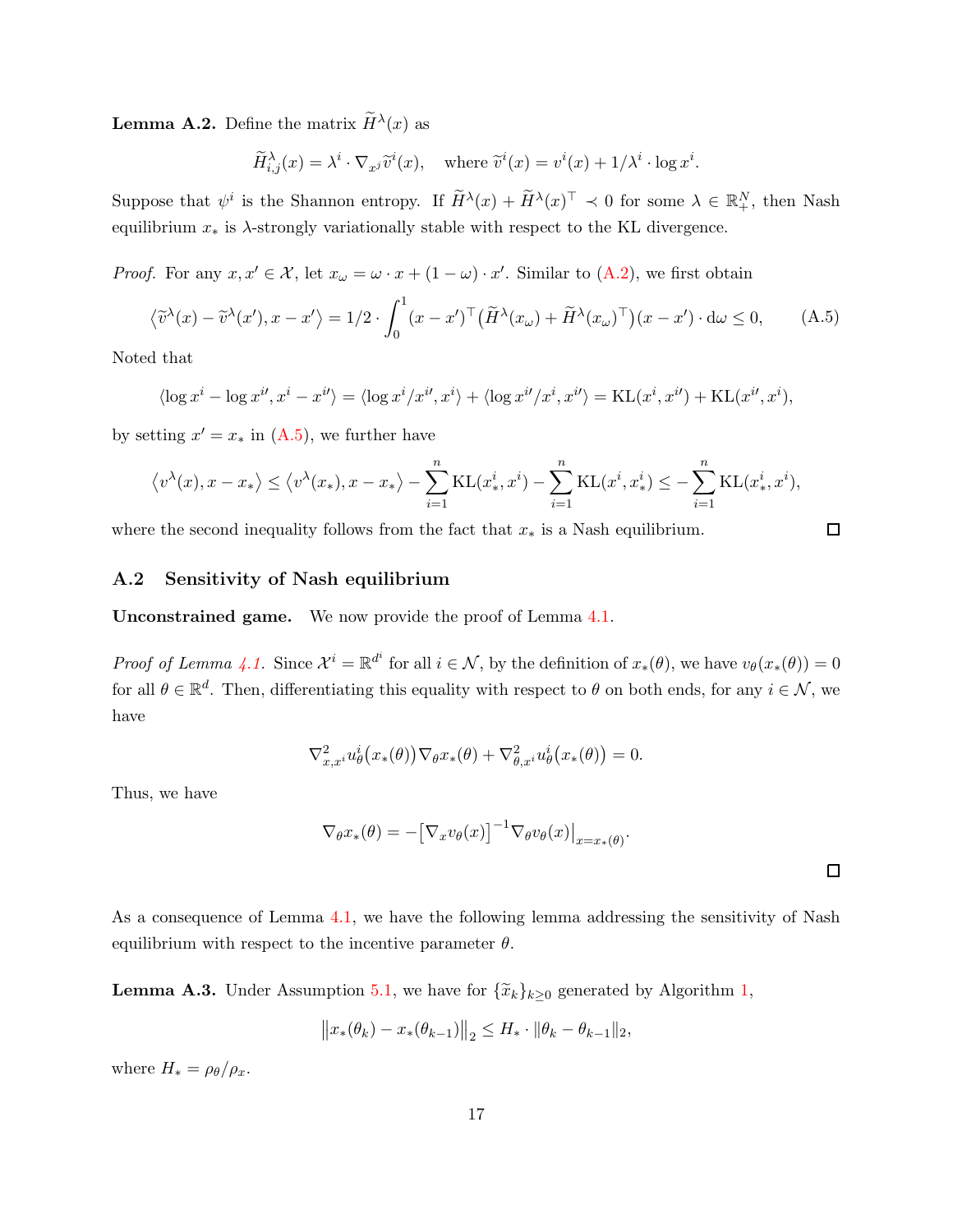**Lemma A.2.** Define the matrix $\widetilde{H}^\lambda(x)$ as

$$\widetilde{H}^\lambda_{i,j}(x) = \lambda^i \cdot \nabla_{x^j} \widetilde{v}^i(x), \quad \text{where } \widetilde{v}^i(x) = v^i(x) + 1/\lambda^i \cdot \log x^i.$$

Suppose that $\psi^i$ is the Shannon entropy. If $\widetilde{H}^\lambda(x) + \widetilde{H}^\lambda(x)^\top \prec 0$ for some $\lambda \in \mathbb{R}^N_+$, then Nash equilibrium $x_*$ is $\lambda$-strongly variationally stable with respect to the KL divergence.

*Proof.* For any $x, x' \in \mathcal{X}$, let $x_\omega = \omega \cdot x + (1-\omega) \cdot x'$. Similar to (A.2), we first obtain

$$\big\langle \widetilde{v}^\lambda(x) - \widetilde{v}^\lambda(x'), x - x' \big\rangle = 1/2 \cdot \int_0^1 (x - x')^\top \big(\widetilde{H}^\lambda(x_\omega) + \widetilde{H}^\lambda(x_\omega)^\top\big)(x - x') \cdot \mathrm{d}\omega \le 0, \tag{A.5}$$

Noted that

$$\langle \log x^i - \log x^{i\prime}, x^i - x^{i\prime} \rangle = \langle \log x^i / x^{i\prime}, x^i \rangle + \langle \log x^{i\prime}/x^i, x^{i\prime} \rangle = \mathrm{KL}(x^i, x^{i\prime}) + \mathrm{KL}(x^{i\prime}, x^i),$$

by setting $x' = x_*$ in (A.5), we further have

$$\big\langle v^\lambda(x), x - x_* \big\rangle \le \big\langle v^\lambda(x_*), x - x_* \big\rangle - \sum_{i=1}^n \mathrm{KL}(x_*^i, x^i) - \sum_{i=1}^n \mathrm{KL}(x^i, x_*^i) \le -\sum_{i=1}^n \mathrm{KL}(x_*^i, x^i),$$

where the second inequality follows from the fact that $x_*$ is a Nash equilibrium. □

## A.2 Sensitivity of Nash equilibrium

**Unconstrained game.** We now provide the proof of Lemma 4.1.

*Proof of Lemma 4.1.* Since $\mathcal{X}^i = \mathbb{R}^{d^i}$ for all $i \in \mathcal{N}$, by the definition of $x_*(\theta)$, we have $v_\theta(x_*(\theta)) = 0$ for all $\theta \in \mathbb{R}^d$. Then, differentiating this equality with respect to $\theta$ on both ends, for any $i \in \mathcal{N}$, we have

$$\nabla^2_{x, x^i} u^i_\theta\big(x_*(\theta)\big) \nabla_\theta x_*(\theta) + \nabla^2_{\theta, x^i} u^i_\theta\big(x_*(\theta)\big) = 0.$$

Thus, we have

$$\nabla_\theta x_*(\theta) = -\big[\nabla_x v_\theta(x)\big]^{-1} \nabla_\theta v_\theta(x)\big|_{x = x_*(\theta)}.$$

□

As a consequence of Lemma 4.1, we have the following lemma addressing the sensitivity of Nash equilibrium with respect to the incentive parameter $\theta$.

**Lemma A.3.** Under Assumption 5.1, we have for $\{\widetilde{x}_k\}_{k \ge 0}$ generated by Algorithm 1,

$$\big\|x_*(\theta_k) - x_*(\theta_{k-1})\big\|_2 \le H_* \cdot \|\theta_k - \theta_{k-1}\|_2,$$

where $H_* = \rho_\theta / \rho_x$.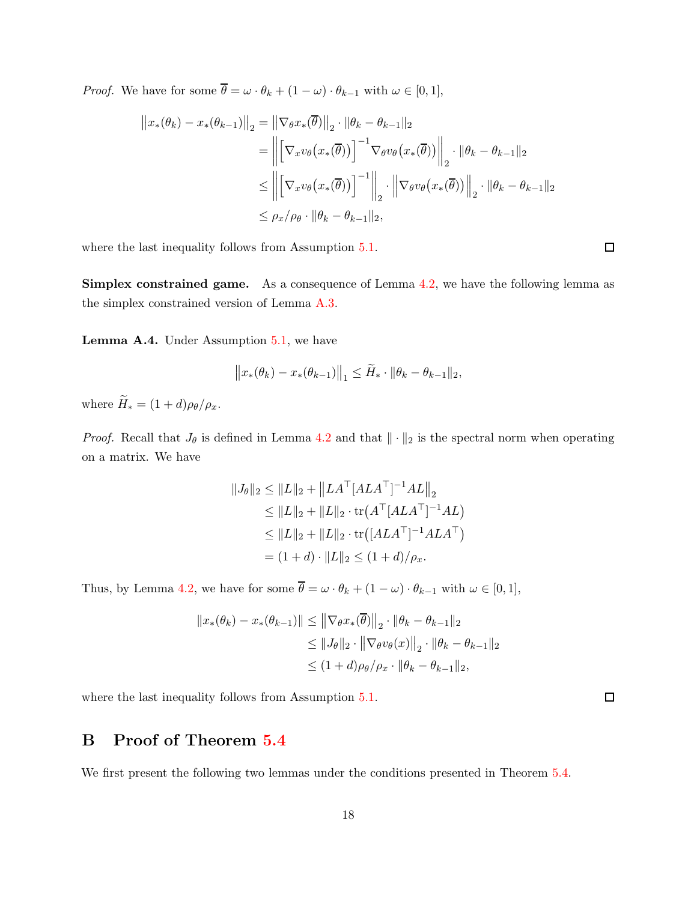*Proof.* We have for some $\overline{\theta} = \omega \cdot \theta_k + (1 - \omega) \cdot \theta_{k-1}$ with $\omega \in [0, 1]$,

$$
\begin{aligned}
\big\|x_*(\theta_k) - x_*(\theta_{k-1})\big\|_2 &= \big\|\nabla_\theta x_*(\overline{\theta})\big\|_2 \cdot \|\theta_k - \theta_{k-1}\|_2 \\
&= \bigg\| \Big[\nabla_x v_\theta\big(x_*(\overline{\theta})\big)\Big]^{-1} \nabla_\theta v_\theta\big(x_*(\overline{\theta})\big)\bigg\|_2 \cdot \|\theta_k - \theta_{k-1}\|_2 \\
&\le \bigg\| \Big[\nabla_x v_\theta\big(x_*(\overline{\theta})\big)\Big]^{-1}\bigg\|_2 \cdot \Big\|\nabla_\theta v_\theta\big(x_*(\overline{\theta})\big)\Big\|_2 \cdot \|\theta_k - \theta_{k-1}\|_2 \\
&\le \rho_x/\rho_\theta \cdot \|\theta_k - \theta_{k-1}\|_2,
\end{aligned}
$$

where the last inequality follows from Assumption 5.1. $\square$

**Simplex constrained game.** As a consequence of Lemma 4.2, we have the following lemma as the simplex constrained version of Lemma A.3.

**Lemma A.4.** Under Assumption 5.1, we have

$$
\big\|x_*(\theta_k) - x_*(\theta_{k-1})\big\|_1 \le \widetilde{H}_* \cdot \|\theta_k - \theta_{k-1}\|_2,
$$

where $\widetilde{H}_* = (1 + d)\rho_\theta/\rho_x$.

*Proof.* Recall that $J_\theta$ is defined in Lemma 4.2 and that $\|\cdot\|_2$ is the spectral norm when operating on a matrix. We have

$$
\begin{aligned}
\|J_\theta\|_2 &\le \|L\|_2 + \big\|LA^\top[ALA^\top]^{-1}AL\big\|_2 \\
&\le \|L\|_2 + \|L\|_2 \cdot \mathrm{tr}\big(A^\top[ALA^\top]^{-1}AL\big) \\
&\le \|L\|_2 + \|L\|_2 \cdot \mathrm{tr}\big([ALA^\top]^{-1}ALA^\top\big) \\
&= (1 + d) \cdot \|L\|_2 \le (1 + d)/\rho_x.
\end{aligned}
$$

Thus, by Lemma 4.2, we have for some $\overline{\theta} = \omega \cdot \theta_k + (1 - \omega) \cdot \theta_{k-1}$ with $\omega \in [0, 1]$,

$$
\begin{aligned}
\|x_*(\theta_k) - x_*(\theta_{k-1})\| &\le \big\|\nabla_\theta x_*(\overline{\theta})\big\|_2 \cdot \|\theta_k - \theta_{k-1}\|_2 \\
&\le \|J_\theta\|_2 \cdot \big\|\nabla_\theta v_\theta(x)\big\|_2 \cdot \|\theta_k - \theta_{k-1}\|_2 \\
&\le (1 + d)\rho_\theta/\rho_x \cdot \|\theta_k - \theta_{k-1}\|_2,
\end{aligned}
$$

where the last inequality follows from Assumption 5.1. $\square$

# B Proof of Theorem 5.4

We first present the following two lemmas under the conditions presented in Theorem 5.4.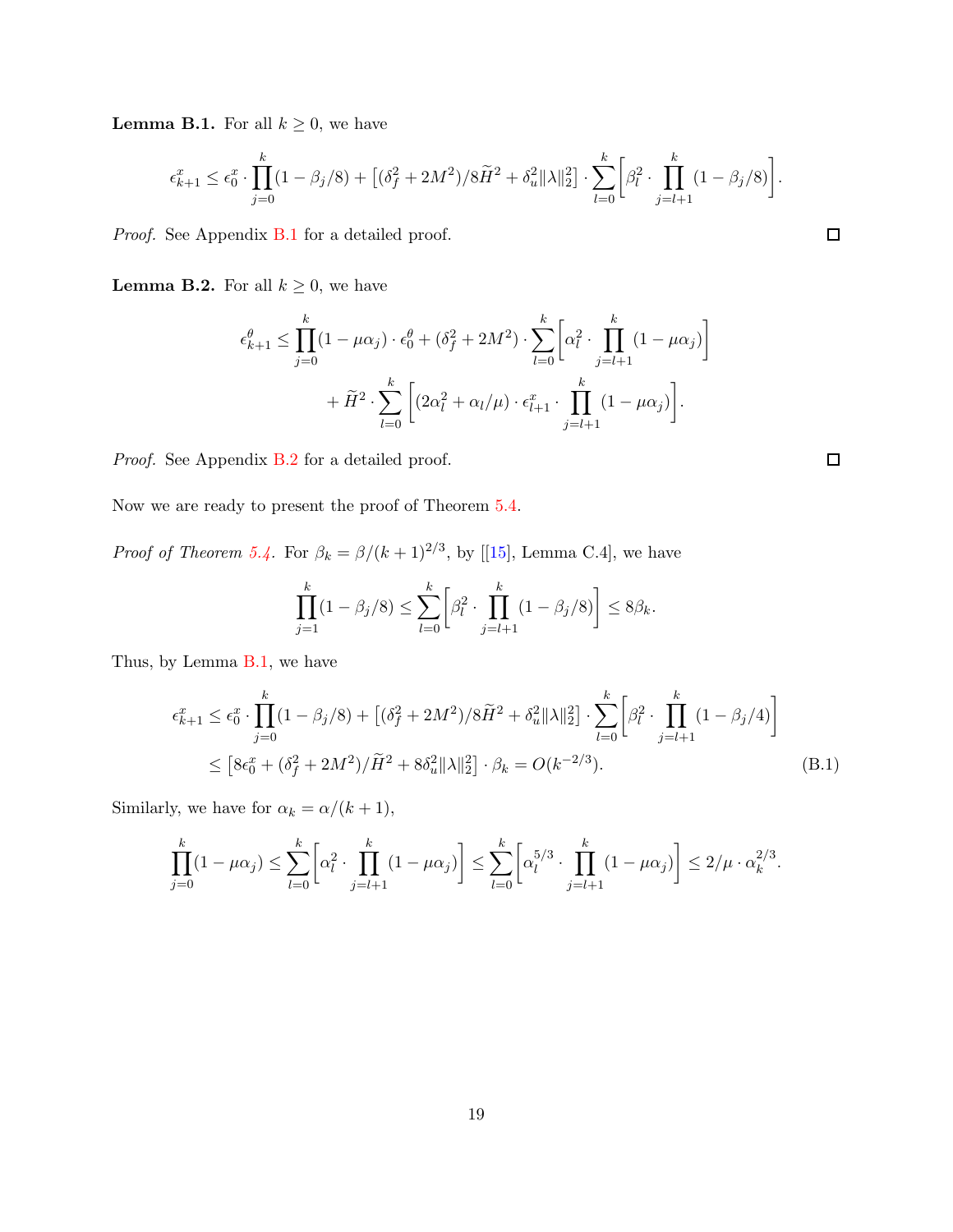**Lemma B.1.** For all $k \geq 0$, we have

$$\epsilon_{k+1}^x \leq \epsilon_0^x \cdot \prod_{j=0}^{k}(1-\beta_j/8) + \left[(\delta_f^2 + 2M^2)/8\widetilde{H}^2 + \delta_u^2\|\lambda\|_2^2\right] \cdot \sum_{l=0}^{k}\left[\beta_l^2 \cdot \prod_{j=l+1}^{k}(1-\beta_j/8)\right].$$

*Proof.* See Appendix B.1 for a detailed proof. $\square$

**Lemma B.2.** For all $k \geq 0$, we have

$$\epsilon_{k+1}^\theta \leq \prod_{j=0}^{k}(1-\mu\alpha_j) \cdot \epsilon_0^\theta + (\delta_f^2 + 2M^2) \cdot \sum_{l=0}^{k}\left[\alpha_l^2 \cdot \prod_{j=l+1}^{k}(1-\mu\alpha_j)\right]$$
$$+ \widetilde{H}^2 \cdot \sum_{l=0}^{k}\left[(2\alpha_l^2 + \alpha_l/\mu) \cdot \epsilon_{l+1}^x \cdot \prod_{j=l+1}^{k}(1-\mu\alpha_j)\right].$$

*Proof.* See Appendix B.2 for a detailed proof. $\square$

Now we are ready to present the proof of Theorem 5.4.

*Proof of Theorem 5.4.* For $\beta_k = \beta/(k+1)^{2/3}$, by [[15], Lemma C.4], we have

$$\prod_{j=1}^{k}(1-\beta_j/8) \leq \sum_{l=0}^{k}\left[\beta_l^2 \cdot \prod_{j=l+1}^{k}(1-\beta_j/8)\right] \leq 8\beta_k.$$

Thus, by Lemma B.1, we have

$$\begin{aligned}
\epsilon_{k+1}^x &\leq \epsilon_0^x \cdot \prod_{j=0}^{k}(1-\beta_j/8) + \left[(\delta_f^2 + 2M^2)/8\widetilde{H}^2 + \delta_u^2\|\lambda\|_2^2\right] \cdot \sum_{l=0}^{k}\left[\beta_l^2 \cdot \prod_{j=l+1}^{k}(1-\beta_j/4)\right] \\
&\leq \left[8\epsilon_0^x + (\delta_f^2 + 2M^2)/\widetilde{H}^2 + 8\delta_u^2\|\lambda\|_2^2\right] \cdot \beta_k = O(k^{-2/3}).
\end{aligned} \tag{B.1}$$

Similarly, we have for $\alpha_k = \alpha/(k+1)$,

$$\prod_{j=0}^{k}(1-\mu\alpha_j) \leq \sum_{l=0}^{k}\left[\alpha_l^2 \cdot \prod_{j=l+1}^{k}(1-\mu\alpha_j)\right] \leq \sum_{l=0}^{k}\left[\alpha_l^{5/3} \cdot \prod_{j=l+1}^{k}(1-\mu\alpha_j)\right] \leq 2/\mu \cdot \alpha_k^{2/3}.$$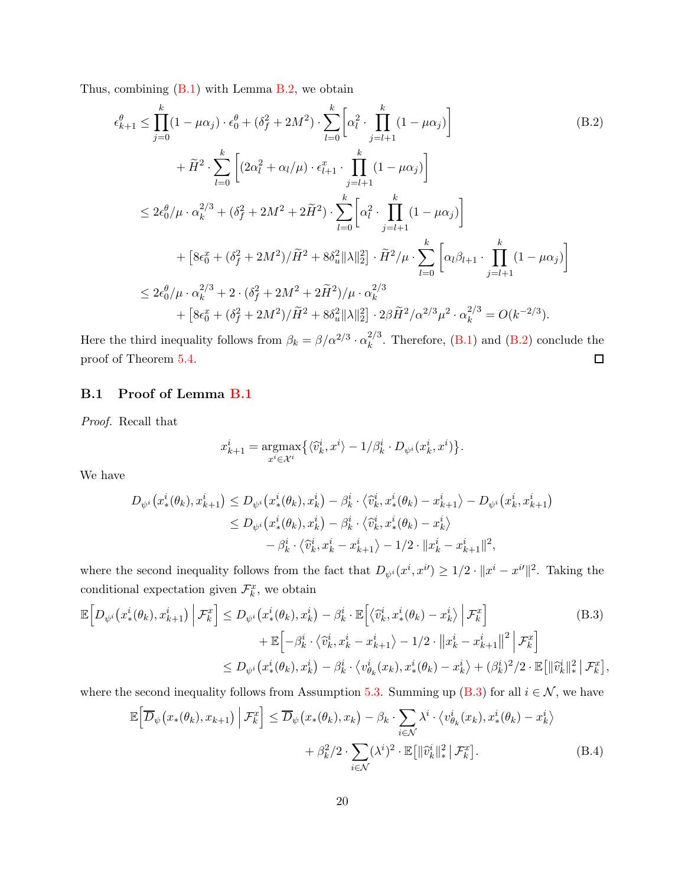Thus, combining (B.1) with Lemma B.2, we obtain

$$
\begin{aligned}
\epsilon_{k+1}^\theta &\leq \prod_{j=0}^{k}(1-\mu\alpha_j)\cdot\epsilon_0^\theta + (\delta_f^2+2M^2)\cdot\sum_{l=0}^{k}\Big[\alpha_l^2\cdot\prod_{j=l+1}^{k}(1-\mu\alpha_j)\Big] \\
&\quad + \widetilde{H}^2\cdot\sum_{l=0}^{k}\Big[(2\alpha_l^2+\alpha_l/\mu)\cdot\epsilon_{l+1}^x\cdot\prod_{j=l+1}^{k}(1-\mu\alpha_j)\Big] \\
&\leq 2\epsilon_0^\theta/\mu\cdot\alpha_k^{2/3} + (\delta_f^2+2M^2+2\widetilde{H}^2)\cdot\sum_{l=0}^{k}\Big[\alpha_l^2\cdot\prod_{j=l+1}^{k}(1-\mu\alpha_j)\Big] \\
&\quad + \big[8\epsilon_0^x + (\delta_f^2+2M^2)/\widetilde{H}^2 + 8\delta_u^2\|\lambda\|_2^2\big]\cdot\widetilde{H}^2/\mu\cdot\sum_{l=0}^{k}\Big[\alpha_l\beta_{l+1}\cdot\prod_{j=l+1}^{k}(1-\mu\alpha_j)\Big] \\
&\leq 2\epsilon_0^\theta/\mu\cdot\alpha_k^{2/3} + 2\cdot(\delta_f^2+2M^2+2\widetilde{H}^2)/\mu\cdot\alpha_k^{2/3} \\
&\quad + \big[8\epsilon_0^x + (\delta_f^2+2M^2)/\widetilde{H}^2 + 8\delta_u^2\|\lambda\|_2^2\big]\cdot 2\beta\widetilde{H}^2/\alpha^{2/3}\mu^2\cdot\alpha_k^{2/3} = O(k^{-2/3}).
\end{aligned}
\tag{B.2}
$$

Here the third inequality follows from $\beta_k = \beta/\alpha^{2/3}\cdot\alpha_k^{2/3}$. Therefore, (B.1) and (B.2) conclude the proof of Theorem 5.4. ◻

### B.1 Proof of Lemma B.1

*Proof.* Recall that

$$
x_{k+1}^i = \operatorname*{argmax}_{x^i\in\mathcal{X}^i}\big\{\langle\widehat{v}_k^i, x^i\rangle - 1/\beta_k^i\cdot D_{\psi^i}(x_k^i, x^i)\big\}.
$$

We have

$$
\begin{aligned}
D_{\psi^i}\big(x_*^i(\theta_k), x_{k+1}^i\big) &\leq D_{\psi^i}\big(x_*^i(\theta_k), x_k^i\big) - \beta_k^i\cdot\big\langle\widehat{v}_k^i, x_*^i(\theta_k) - x_{k+1}^i\big\rangle - D_{\psi^i}\big(x_k^i, x_{k+1}^i\big) \\
&\leq D_{\psi^i}\big(x_*^i(\theta_k), x_k^i\big) - \beta_k^i\cdot\big\langle\widehat{v}_k^i, x_*^i(\theta_k) - x_k^i\big\rangle \\
&\quad - \beta_k^i\cdot\big\langle\widehat{v}_k^i, x_k^i - x_{k+1}^i\big\rangle - 1/2\cdot\|x_k^i - x_{k+1}^i\|^2,
\end{aligned}
$$

where the second inequality follows from the fact that $D_{\psi^i}(x^i, x^{i\prime}) \geq 1/2\cdot\|x^i - x^{i\prime}\|^2$. Taking the conditional expectation given $\mathcal{F}_k^x$, we obtain

$$
\begin{aligned}
\mathbb{E}\Big[D_{\psi^i}\big(x_*^i(\theta_k), x_{k+1}^i\big)\,\Big|\,\mathcal{F}_k^x\Big] &\leq D_{\psi^i}\big(x_*^i(\theta_k), x_k^i\big) - \beta_k^i\cdot\mathbb{E}\Big[\big\langle\widehat{v}_k^i, x_*^i(\theta_k) - x_k^i\big\rangle\,\Big|\,\mathcal{F}_k^x\Big] \\
&\quad + \mathbb{E}\Big[-\beta_k^i\cdot\big\langle\widehat{v}_k^i, x_k^i - x_{k+1}^i\big\rangle - 1/2\cdot\big\|x_k^i - x_{k+1}^i\big\|^2\,\Big|\,\mathcal{F}_k^x\Big] \\
&\leq D_{\psi^i}\big(x_*^i(\theta_k), x_k^i\big) - \beta_k^i\cdot\big\langle v_{\theta_k}^i(x_k), x_*^i(\theta_k) - x_k^i\big\rangle + (\beta_k^i)^2/2\cdot\mathbb{E}\big[\|\widehat{v}_k^i\|_*^2\,\big|\,\mathcal{F}_k^x\big],
\end{aligned}
\tag{B.3}
$$

where the second inequality follows from Assumption 5.3. Summing up (B.3) for all $i\in\mathcal{N}$, we have

$$
\begin{aligned}
\mathbb{E}\Big[\overline{D}_\psi\big(x_*(\theta_k), x_{k+1}\big)\,\Big|\,\mathcal{F}_k^x\Big] &\leq \overline{D}_\psi\big(x_*(\theta_k), x_k\big) - \beta_k\cdot\sum_{i\in\mathcal{N}}\lambda^i\cdot\big\langle v_{\theta_k}^i(x_k), x_*^i(\theta_k) - x_k^i\big\rangle \\
&\quad + \beta_k^2/2\cdot\sum_{i\in\mathcal{N}}(\lambda^i)^2\cdot\mathbb{E}\big[\|\widehat{v}_k^i\|_*^2\,\big|\,\mathcal{F}_k^x\big].
\end{aligned}
\tag{B.4}
$$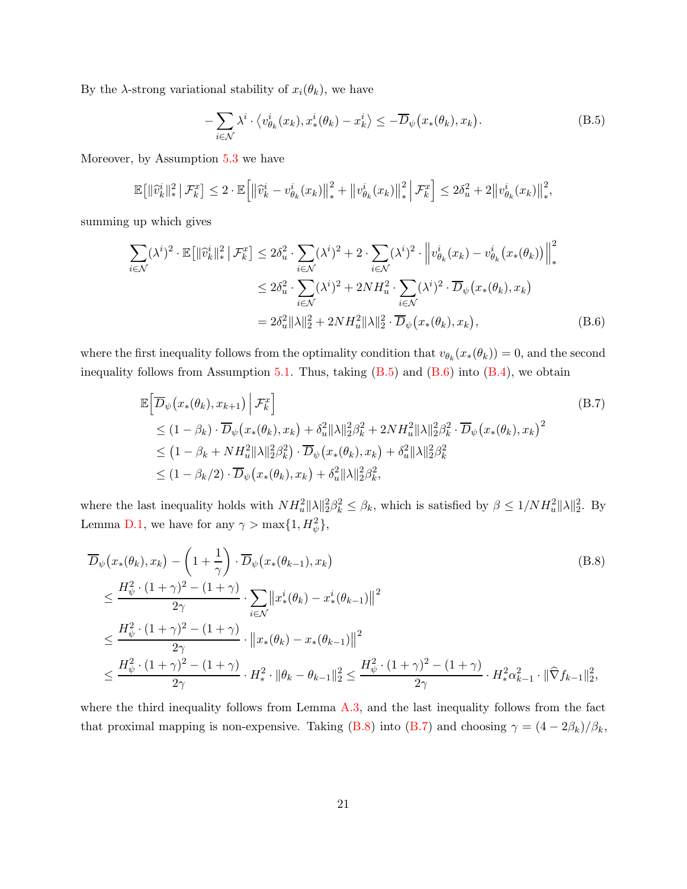By the $\lambda$-strong variational stability of $x_i(\theta_k)$, we have

$$
-\sum_{i\in\mathcal{N}} \lambda^i \cdot \langle v^i_{\theta_k}(x_k), x^i_*(\theta_k) - x^i_k \rangle \le -\overline{D}_\psi\big(x_*(\theta_k), x_k\big). \tag{B.5}
$$

Moreover, by Assumption 5.3 we have

$$
\mathbb{E}\big[\|\widehat{v}^i_k\|^2_* \,\big|\, \mathcal{F}^x_k\big] \le 2\cdot \mathbb{E}\Big[\big\|\widehat{v}^i_k - v^i_{\theta_k}(x_k)\big\|^2_* + \big\|v^i_{\theta_k}(x_k)\big\|^2_* \,\Big|\, \mathcal{F}^x_k\Big] \le 2\delta_u^2 + 2\big\|v^i_{\theta_k}(x_k)\big\|^2_*,
$$

summing up which gives

$$
\begin{aligned}
\sum_{i\in\mathcal{N}} (\lambda^i)^2 \cdot \mathbb{E}\big[\|\widehat{v}^i_k\|^2_* \,\big|\, \mathcal{F}^x_k\big] &\le 2\delta_u^2 \cdot \sum_{i\in\mathcal{N}}(\lambda^i)^2 + 2\cdot \sum_{i\in\mathcal{N}}(\lambda^i)^2 \cdot \Big\|v^i_{\theta_k}(x_k) - v^i_{\theta_k}\big(x_*(\theta_k)\big)\Big\|^2_* \\
&\le 2\delta_u^2 \cdot \sum_{i\in\mathcal{N}}(\lambda^i)^2 + 2NH_u^2 \cdot \sum_{i\in\mathcal{N}}(\lambda^i)^2 \cdot \overline{D}_\psi\big(x_*(\theta_k), x_k\big) \\
&= 2\delta_u^2\|\lambda\|_2^2 + 2NH_u^2\|\lambda\|_2^2 \cdot \overline{D}_\psi\big(x_*(\theta_k), x_k\big),
\end{aligned} \tag{B.6}
$$

where the first inequality follows from the optimality condition that $v_{\theta_k}(x_*(\theta_k)) = 0$, and the second inequality follows from Assumption 5.1. Thus, taking (B.5) and (B.6) into (B.4), we obtain

$$
\begin{aligned}
&\mathbb{E}\Big[\overline{D}_\psi\big(x_*(\theta_k), x_{k+1}\big) \,\Big|\, \mathcal{F}^x_k\Big] \\
&\quad\le (1-\beta_k)\cdot \overline{D}_\psi\big(x_*(\theta_k), x_k\big) + \delta_u^2\|\lambda\|_2^2\beta_k^2 + 2NH_u^2\|\lambda\|_2^2\beta_k^2 \cdot \overline{D}_\psi\big(x_*(\theta_k), x_k\big)^2 \\
&\quad\le \big(1-\beta_k + NH_u^2\|\lambda\|_2^2\beta_k^2\big)\cdot \overline{D}_\psi\big(x_*(\theta_k), x_k\big) + \delta_u^2\|\lambda\|_2^2\beta_k^2 \\
&\quad\le (1-\beta_k/2)\cdot \overline{D}_\psi\big(x_*(\theta_k), x_k\big) + \delta_u^2\|\lambda\|_2^2\beta_k^2,
\end{aligned} \tag{B.7}
$$

where the last inequality holds with $NH_u^2\|\lambda\|_2^2\beta_k^2 \le \beta_k$, which is satisfied by $\beta \le 1/NH_u^2\|\lambda\|_2^2$. By Lemma D.1, we have for any $\gamma > \max\{1, H_\psi^2\}$,

$$
\begin{aligned}
&\overline{D}_\psi\big(x_*(\theta_k), x_k\big) - \left(1+\frac{1}{\gamma}\right)\cdot \overline{D}_\psi\big(x_*(\theta_{k-1}), x_k\big) \\
&\quad\le \frac{H_\psi^2\cdot(1+\gamma)^2 - (1+\gamma)}{2\gamma}\cdot \sum_{i\in\mathcal{N}}\big\|x^i_*(\theta_k) - x^i_*(\theta_{k-1})\big\|^2 \\
&\quad\le \frac{H_\psi^2\cdot(1+\gamma)^2 - (1+\gamma)}{2\gamma}\cdot \big\|x_*(\theta_k) - x_*(\theta_{k-1})\big\|^2 \\
&\quad\le \frac{H_\psi^2\cdot(1+\gamma)^2 - (1+\gamma)}{2\gamma}\cdot H_*^2\cdot\|\theta_k - \theta_{k-1}\|_2^2 \le \frac{H_\psi^2\cdot(1+\gamma)^2 - (1+\gamma)}{2\gamma}\cdot H_*^2\alpha_{k-1}^2\cdot\|\widehat{\nabla} f_{k-1}\|_2^2,
\end{aligned} \tag{B.8}
$$

where the third inequality follows from Lemma A.3, and the last inequality follows from the fact that proximal mapping is non-expensive. Taking (B.8) into (B.7) and choosing $\gamma = (4-2\beta_k)/\beta_k$,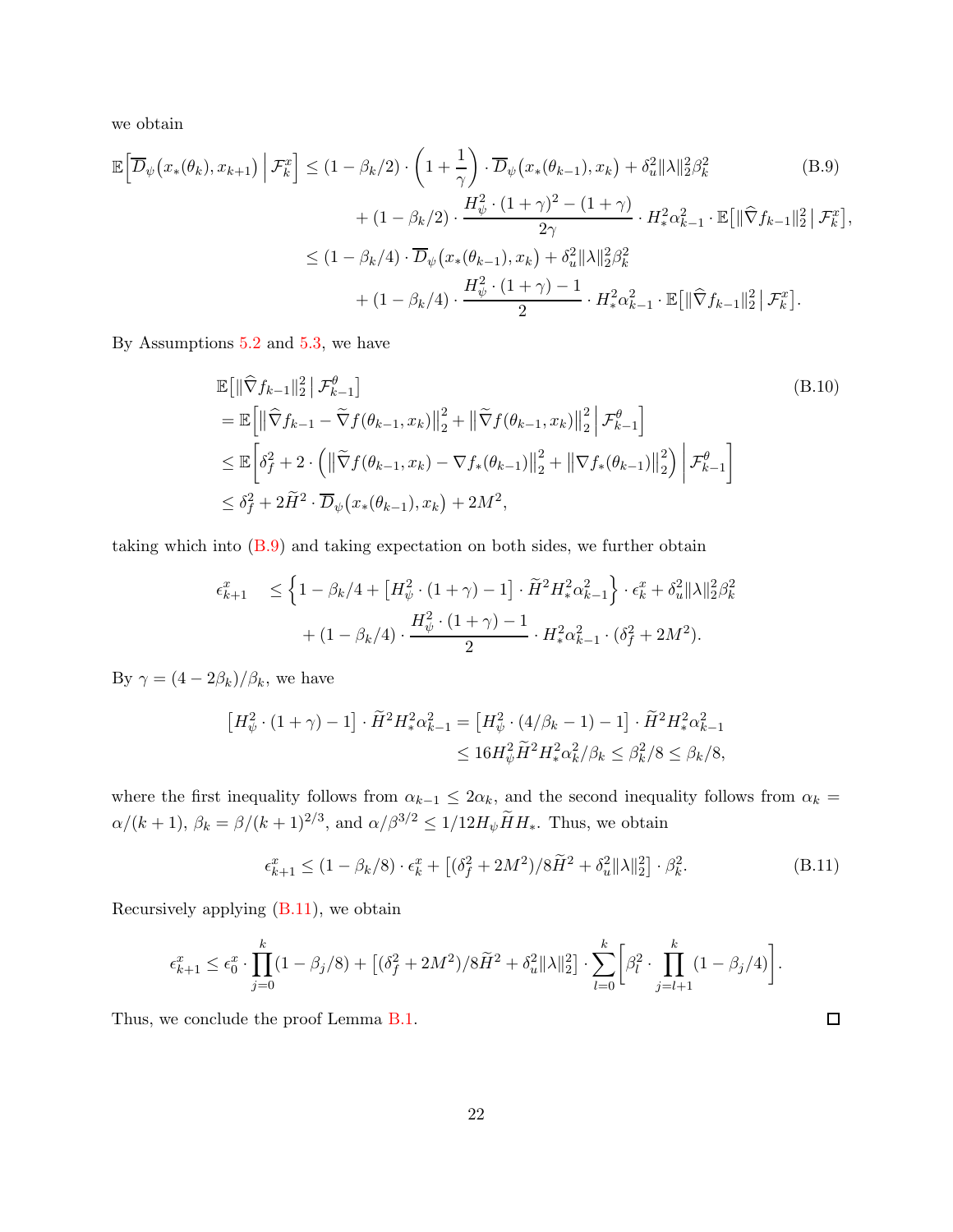we obtain

$$
\begin{aligned}
\mathbb{E}\Big[\overline{D}_\psi\big(x_*(\theta_k), x_{k+1}\big) \,\Big|\, \mathcal{F}_k^x\Big] &\leq (1-\beta_k/2)\cdot\bigg(1+\frac{1}{\gamma}\bigg)\cdot\overline{D}_\psi\big(x_*(\theta_{k-1}), x_k\big) + \delta_u^2\|\lambda\|_2^2\beta_k^2 \\
&\quad + (1-\beta_k/2)\cdot\frac{H_\psi^2\cdot(1+\gamma)^2-(1+\gamma)}{2\gamma}\cdot H_*^2\alpha_{k-1}^2\cdot\mathbb{E}\big[\|\widehat{\nabla} f_{k-1}\|_2^2\,\big|\,\mathcal{F}_k^x\big], \\
&\leq (1-\beta_k/4)\cdot\overline{D}_\psi\big(x_*(\theta_{k-1}), x_k\big) + \delta_u^2\|\lambda\|_2^2\beta_k^2 \\
&\quad + (1-\beta_k/4)\cdot\frac{H_\psi^2\cdot(1+\gamma)-1}{2}\cdot H_*^2\alpha_{k-1}^2\cdot\mathbb{E}\big[\|\widehat{\nabla} f_{k-1}\|_2^2\,\big|\,\mathcal{F}_k^x\big].
\end{aligned} \tag{B.9}
$$

By Assumptions 5.2 and 5.3, we have

$$
\begin{aligned}
&\mathbb{E}\big[\|\widehat{\nabla} f_{k-1}\|_2^2\,\big|\,\mathcal{F}_{k-1}^\theta\big] \\
&= \mathbb{E}\Big[\big\|\widehat{\nabla} f_{k-1} - \widetilde{\nabla} f(\theta_{k-1}, x_k)\big\|_2^2 + \big\|\widetilde{\nabla} f(\theta_{k-1}, x_k)\big\|_2^2\,\Big|\,\mathcal{F}_{k-1}^\theta\Big] \\
&\leq \mathbb{E}\bigg[\delta_f^2 + 2\cdot\Big(\big\|\widetilde{\nabla} f(\theta_{k-1}, x_k) - \nabla f_*(\theta_{k-1})\big\|_2^2 + \big\|\nabla f_*(\theta_{k-1})\big\|_2^2\Big)\,\bigg|\,\mathcal{F}_{k-1}^\theta\bigg] \\
&\leq \delta_f^2 + 2\widetilde{H}^2\cdot\overline{D}_\psi\big(x_*(\theta_{k-1}), x_k\big) + 2M^2,
\end{aligned} \tag{B.10}
$$

taking which into (B.9) and taking expectation on both sides, we further obtain

$$
\begin{aligned}
\epsilon_{k+1}^x &\leq \Big\{1-\beta_k/4 + \big[H_\psi^2\cdot(1+\gamma)-1\big]\cdot\widetilde{H}^2 H_*^2\alpha_{k-1}^2\Big\}\cdot\epsilon_k^x + \delta_u^2\|\lambda\|_2^2\beta_k^2 \\
&\quad + (1-\beta_k/4)\cdot\frac{H_\psi^2\cdot(1+\gamma)-1}{2}\cdot H_*^2\alpha_{k-1}^2\cdot(\delta_f^2+2M^2).
\end{aligned}
$$

By $\gamma = (4-2\beta_k)/\beta_k$, we have

$$
\begin{aligned}
\big[H_\psi^2\cdot(1+\gamma)-1\big]\cdot\widetilde{H}^2 H_*^2\alpha_{k-1}^2 &= \big[H_\psi^2\cdot(4/\beta_k-1)-1\big]\cdot\widetilde{H}^2 H_*^2\alpha_{k-1}^2 \\
&\leq 16H_\psi^2\widetilde{H}^2 H_*^2\alpha_k^2/\beta_k \leq \beta_k^2/8 \leq \beta_k/8,
\end{aligned}
$$

where the first inequality follows from $\alpha_{k-1}\leq 2\alpha_k$, and the second inequality follows from $\alpha_k = \alpha/(k+1)$, $\beta_k = \beta/(k+1)^{2/3}$, and $\alpha/\beta^{3/2}\leq 1/12H_\psi\widetilde{H}H_*$. Thus, we obtain

$$
\epsilon_{k+1}^x \leq (1-\beta_k/8)\cdot\epsilon_k^x + \big[(\delta_f^2+2M^2)/8\widetilde{H}^2 + \delta_u^2\|\lambda\|_2^2\big]\cdot\beta_k^2. \tag{B.11}
$$

Recursively applying (B.11), we obtain

$$
\epsilon_{k+1}^x \leq \epsilon_0^x\cdot\prod_{j=0}^k(1-\beta_j/8) + \big[(\delta_f^2+2M^2)/8\widetilde{H}^2 + \delta_u^2\|\lambda\|_2^2\big]\cdot\sum_{l=0}^k\bigg[\beta_l^2\cdot\prod_{j=l+1}^k(1-\beta_j/4)\bigg].
$$

Thus, we conclude the proof Lemma B.1. $\square$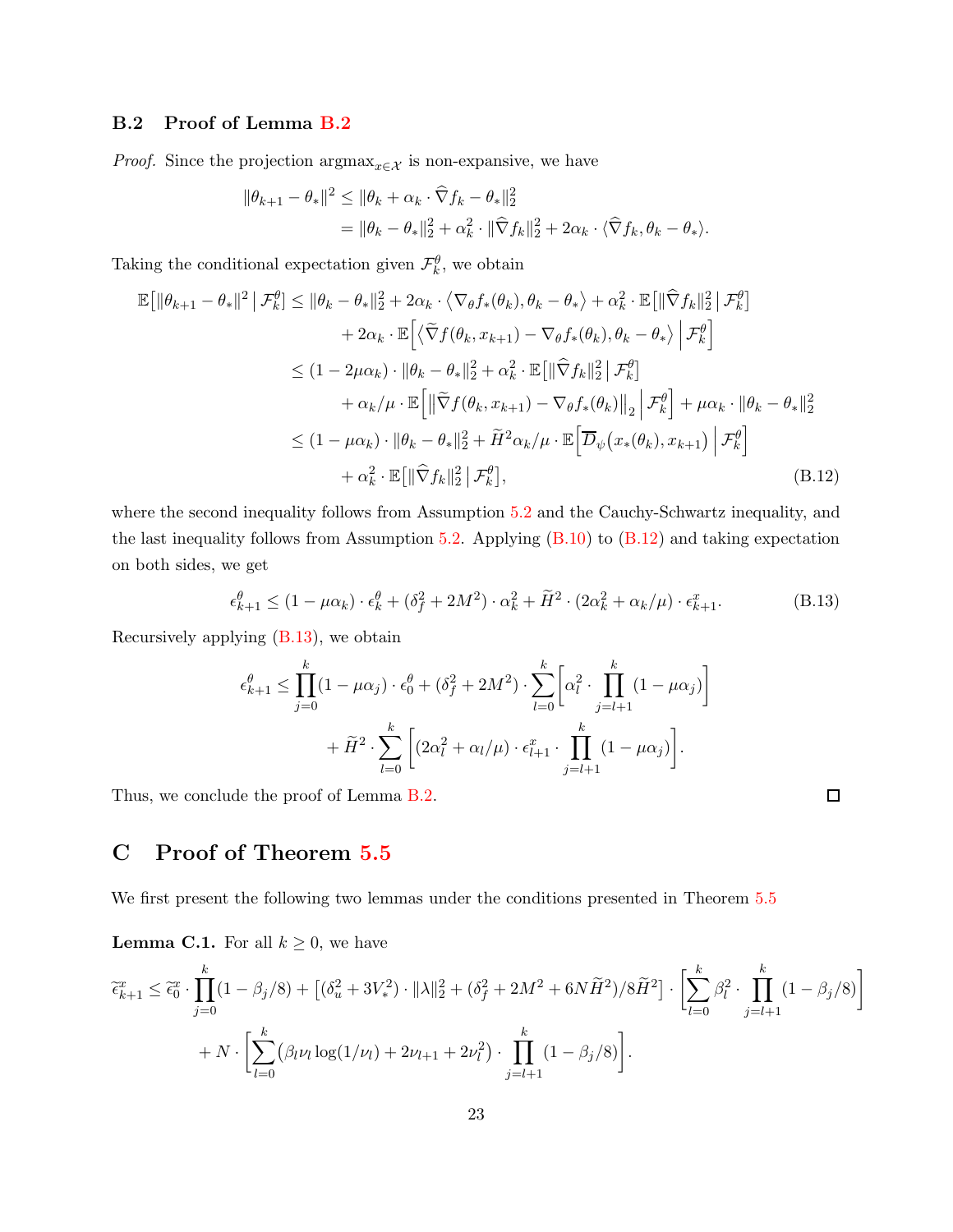### B.2 Proof of Lemma B.2

*Proof.* Since the projection $\mathrm{argmax}_{x \in \mathcal{X}}$ is non-expansive, we have

$$
\begin{aligned}
\|\theta_{k+1} - \theta_*\|^2 &\le \|\theta_k + \alpha_k \cdot \widehat{\nabla} f_k - \theta_*\|_2^2 \\
&= \|\theta_k - \theta_*\|_2^2 + \alpha_k^2 \cdot \|\widehat{\nabla} f_k\|_2^2 + 2\alpha_k \cdot \langle \widehat{\nabla} f_k, \theta_k - \theta_* \rangle.
\end{aligned}
$$

Taking the conditional expectation given $\mathcal{F}_k^\theta$, we obtain

$$
\begin{aligned}
\mathbb{E}\big[\|\theta_{k+1} - \theta_*\|^2 \,\big|\, \mathcal{F}_k^\theta\big] &\le \|\theta_k - \theta_*\|_2^2 + 2\alpha_k \cdot \big\langle \nabla_\theta f_*(\theta_k), \theta_k - \theta_* \big\rangle + \alpha_k^2 \cdot \mathbb{E}\big[\|\widehat{\nabla} f_k\|_2^2 \,\big|\, \mathcal{F}_k^\theta\big] \\
&\quad + 2\alpha_k \cdot \mathbb{E}\Big[\big\langle \widetilde{\nabla} f(\theta_k, x_{k+1}) - \nabla_\theta f_*(\theta_k), \theta_k - \theta_* \big\rangle \,\Big|\, \mathcal{F}_k^\theta\Big] \\
&\le (1 - 2\mu\alpha_k) \cdot \|\theta_k - \theta_*\|_2^2 + \alpha_k^2 \cdot \mathbb{E}\big[\|\widehat{\nabla} f_k\|_2^2 \,\big|\, \mathcal{F}_k^\theta\big] \\
&\quad + \alpha_k/\mu \cdot \mathbb{E}\Big[\big\|\widetilde{\nabla} f(\theta_k, x_{k+1}) - \nabla_\theta f_*(\theta_k)\big\|_2 \,\Big|\, \mathcal{F}_k^\theta\Big] + \mu\alpha_k \cdot \|\theta_k - \theta_*\|_2^2 \\
&\le (1 - \mu\alpha_k) \cdot \|\theta_k - \theta_*\|_2^2 + \widetilde{H}^2 \alpha_k/\mu \cdot \mathbb{E}\Big[\overline{D}_\psi\big(x_*(\theta_k), x_{k+1}\big) \,\Big|\, \mathcal{F}_k^\theta\Big] \\
&\quad + \alpha_k^2 \cdot \mathbb{E}\big[\|\widehat{\nabla} f_k\|_2^2 \,\big|\, \mathcal{F}_k^\theta\big],
\end{aligned} \tag{B.12}
$$

where the second inequality follows from Assumption 5.2 and the Cauchy-Schwartz inequality, and the last inequality follows from Assumption 5.2. Applying (B.10) to (B.12) and taking expectation on both sides, we get

$$
\epsilon_{k+1}^\theta \le (1 - \mu\alpha_k) \cdot \epsilon_k^\theta + (\delta_f^2 + 2M^2) \cdot \alpha_k^2 + \widetilde{H}^2 \cdot (2\alpha_k^2 + \alpha_k/\mu) \cdot \epsilon_{k+1}^x. \tag{B.13}
$$

Recursively applying (B.13), we obtain

$$
\begin{aligned}
\epsilon_{k+1}^\theta &\le \prod_{j=0}^{k} (1 - \mu\alpha_j) \cdot \epsilon_0^\theta + (\delta_f^2 + 2M^2) \cdot \sum_{l=0}^{k} \bigg[\alpha_l^2 \cdot \prod_{j=l+1}^{k} (1 - \mu\alpha_j)\bigg] \\
&\quad + \widetilde{H}^2 \cdot \sum_{l=0}^{k} \bigg[(2\alpha_l^2 + \alpha_l/\mu) \cdot \epsilon_{l+1}^x \cdot \prod_{j=l+1}^{k} (1 - \mu\alpha_j)\bigg].
\end{aligned}
$$

Thus, we conclude the proof of Lemma B.2. ☐

## C Proof of Theorem 5.5

We first present the following two lemmas under the conditions presented in Theorem 5.5

**Lemma C.1.** For all $k \ge 0$, we have

$$
\begin{aligned}
\widetilde{\epsilon}_{k+1}^x &\le \widetilde{\epsilon}_0^x \cdot \prod_{j=0}^{k} (1 - \beta_j/8) + \big[(\delta_u^2 + 3V_*^2) \cdot \|\lambda\|_2^2 + (\delta_f^2 + 2M^2 + 6N\widetilde{H}^2)/8\widetilde{H}^2\big] \cdot \bigg[\sum_{l=0}^{k} \beta_l^2 \cdot \prod_{j=l+1}^{k} (1 - \beta_j/8)\bigg] \\
&\quad + N \cdot \bigg[\sum_{l=0}^{k} \big(\beta_l \nu_l \log(1/\nu_l) + 2\nu_{l+1} + 2\nu_l^2\big) \cdot \prod_{j=l+1}^{k} (1 - \beta_j/8)\bigg].
\end{aligned}
$$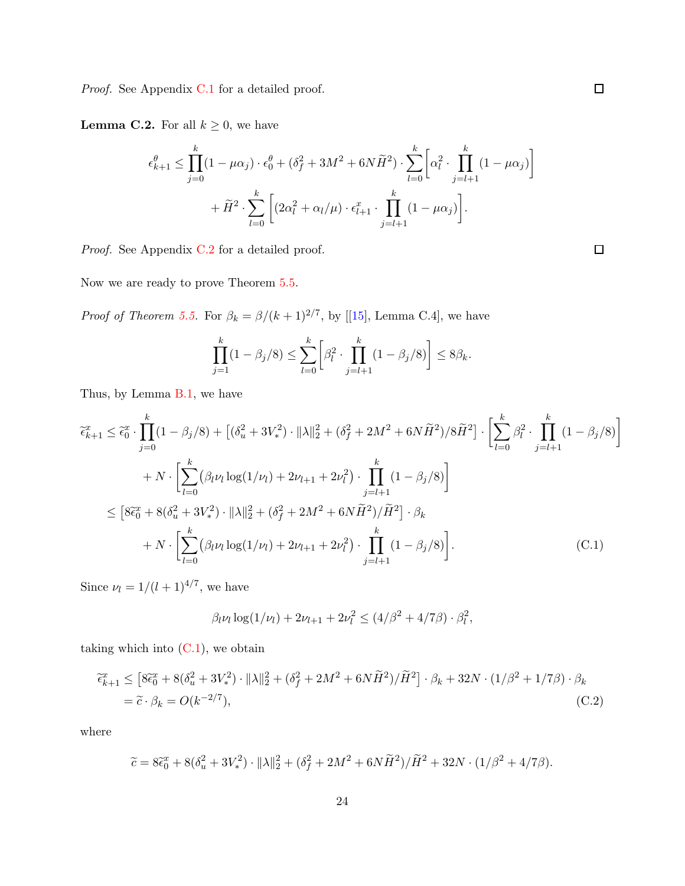*Proof.* See Appendix C.1 for a detailed proof. □

**Lemma C.2.** For all $k \geq 0$, we have

$$\epsilon^{\theta}_{k+1} \leq \prod_{j=0}^{k}(1-\mu\alpha_j)\cdot\epsilon^{\theta}_0 + (\delta_f^2 + 3M^2 + 6N\widetilde{H}^2)\cdot\sum_{l=0}^{k}\bigg[\alpha_l^2\cdot\prod_{j=l+1}^{k}(1-\mu\alpha_j)\bigg]$$
$$+ \widetilde{H}^2\cdot\sum_{l=0}^{k}\bigg[(2\alpha_l^2+\alpha_l/\mu)\cdot\epsilon^{x}_{l+1}\cdot\prod_{j=l+1}^{k}(1-\mu\alpha_j)\bigg].$$

*Proof.* See Appendix C.2 for a detailed proof. □

Now we are ready to prove Theorem 5.5.

*Proof of Theorem 5.5.* For $\beta_k = \beta/(k+1)^{2/7}$, by [[15], Lemma C.4], we have

$$\prod_{j=1}^{k}(1-\beta_j/8) \leq \sum_{l=0}^{k}\bigg[\beta_l^2\cdot\prod_{j=l+1}^{k}(1-\beta_j/8)\bigg] \leq 8\beta_k.$$

Thus, by Lemma B.1, we have

$$\begin{aligned}
\widetilde{\epsilon}^{x}_{k+1} &\leq \widetilde{\epsilon}^{x}_0\cdot\prod_{j=0}^{k}(1-\beta_j/8) + \big[(\delta_u^2+3V_*^2)\cdot\|\lambda\|_2^2 + (\delta_f^2+2M^2+6N\widetilde{H}^2)/8\widetilde{H}^2\big]\cdot\bigg[\sum_{l=0}^{k}\beta_l^2\cdot\prod_{j=l+1}^{k}(1-\beta_j/8)\bigg] \\
&\quad + N\cdot\bigg[\sum_{l=0}^{k}\big(\beta_l\nu_l\log(1/\nu_l)+2\nu_{l+1}+2\nu_l^2\big)\cdot\prod_{j=l+1}^{k}(1-\beta_j/8)\bigg] \\
&\leq \big[8\widetilde{\epsilon}^{x}_0 + 8(\delta_u^2+3V_*^2)\cdot\|\lambda\|_2^2 + (\delta_f^2+2M^2+6N\widetilde{H}^2)/\widetilde{H}^2\big]\cdot\beta_k \\
&\quad + N\cdot\bigg[\sum_{l=0}^{k}\big(\beta_l\nu_l\log(1/\nu_l)+2\nu_{l+1}+2\nu_l^2\big)\cdot\prod_{j=l+1}^{k}(1-\beta_j/8)\bigg].
\end{aligned} \tag{C.1}$$

Since $\nu_l = 1/(l+1)^{4/7}$, we have

$$\beta_l\nu_l\log(1/\nu_l)+2\nu_{l+1}+2\nu_l^2 \leq (4/\beta^2+4/7\beta)\cdot\beta_l^2,$$

taking which into (C.1), we obtain

$$\begin{aligned}
\widetilde{\epsilon}^{x}_{k+1} &\leq \big[8\widetilde{\epsilon}^{x}_0 + 8(\delta_u^2+3V_*^2)\cdot\|\lambda\|_2^2 + (\delta_f^2+2M^2+6N\widetilde{H}^2)/\widetilde{H}^2\big]\cdot\beta_k + 32N\cdot(1/\beta^2+1/7\beta)\cdot\beta_k \\
&= \widetilde{c}\cdot\beta_k = O(k^{-2/7}),
\end{aligned} \tag{C.2}$$

where

$$\widetilde{c} = 8\widetilde{\epsilon}^{x}_0 + 8(\delta_u^2+3V_*^2)\cdot\|\lambda\|_2^2 + (\delta_f^2+2M^2+6N\widetilde{H}^2)/\widetilde{H}^2 + 32N\cdot(1/\beta^2+4/7\beta).$$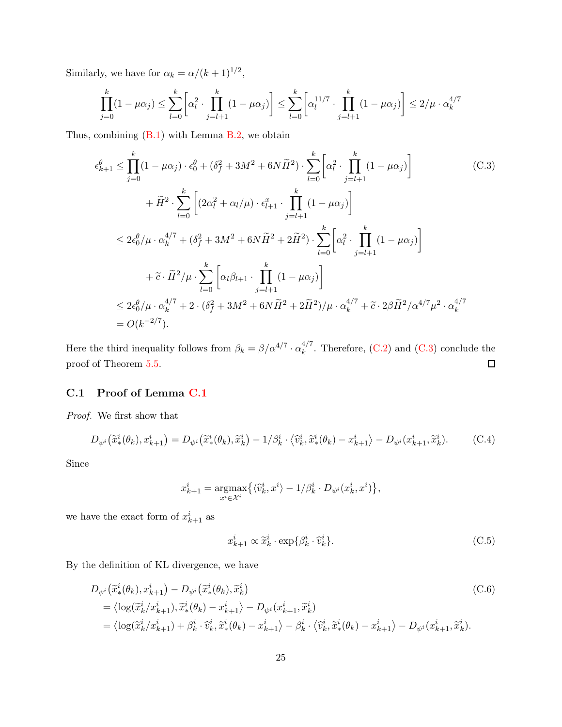Similarly, we have for $\alpha_k = \alpha/(k+1)^{1/2}$,

$$\prod_{j=0}^{k}(1-\mu\alpha_j) \leq \sum_{l=0}^{k}\Big[\alpha_l^2 \cdot \prod_{j=l+1}^{k}(1-\mu\alpha_j)\Big] \leq \sum_{l=0}^{k}\Big[\alpha_l^{11/7} \cdot \prod_{j=l+1}^{k}(1-\mu\alpha_j)\Big] \leq 2/\mu \cdot \alpha_k^{4/7}$$

Thus, combining (B.1) with Lemma B.2, we obtain

$$\begin{aligned}
\epsilon_{k+1}^{\theta} &\leq \prod_{j=0}^{k}(1-\mu\alpha_j)\cdot\epsilon_0^{\theta} + (\delta_f^2 + 3M^2 + 6N\widetilde{H}^2)\cdot\sum_{l=0}^{k}\Big[\alpha_l^2 \cdot \prod_{j=l+1}^{k}(1-\mu\alpha_j)\Big] \\
&\qquad + \widetilde{H}^2 \cdot \sum_{l=0}^{k}\bigg[(2\alpha_l^2 + \alpha_l/\mu)\cdot\epsilon_{l+1}^{x}\cdot\prod_{j=l+1}^{k}(1-\mu\alpha_j)\bigg] \\
&\leq 2\epsilon_0^{\theta}/\mu\cdot\alpha_k^{4/7} + (\delta_f^2 + 3M^2 + 6N\widetilde{H}^2 + 2\widetilde{H}^2)\cdot\sum_{l=0}^{k}\Big[\alpha_l^2\cdot\prod_{j=l+1}^{k}(1-\mu\alpha_j)\Big] \\
&\qquad + \widetilde{c}\cdot\widetilde{H}^2/\mu\cdot\sum_{l=0}^{k}\bigg[\alpha_l\beta_{l+1}\cdot\prod_{j=l+1}^{k}(1-\mu\alpha_j)\bigg] \\
&\leq 2\epsilon_0^{\theta}/\mu\cdot\alpha_k^{4/7} + 2\cdot(\delta_f^2 + 3M^2 + 6N\widetilde{H}^2 + 2\widetilde{H}^2)/\mu\cdot\alpha_k^{4/7} + \widetilde{c}\cdot 2\beta\widetilde{H}^2/\alpha^{4/7}\mu^2\cdot\alpha_k^{4/7} \\
&= O(k^{-2/7}).
\end{aligned} \tag{C.3}$$

Here the third inequality follows from $\beta_k = \beta/\alpha^{4/7}\cdot\alpha_k^{4/7}$. Therefore, (C.2) and (C.3) conclude the proof of Theorem 5.5. ◻

### C.1 Proof of Lemma C.1

*Proof.* We first show that

$$D_{\psi^i}\big(\widetilde{x}_*^i(\theta_k), x_{k+1}^i\big) = D_{\psi^i}\big(\widetilde{x}_*^i(\theta_k), \widetilde{x}_k^i\big) - 1/\beta_k^i\cdot\big\langle\widehat{v}_k^i, \widetilde{x}_*^i(\theta_k) - x_{k+1}^i\big\rangle - D_{\psi^i}(x_{k+1}^i, \widetilde{x}_k^i). \tag{C.4}$$

Since

$$x_{k+1}^i = \underset{x^i\in\mathcal{X}^i}{\operatorname{argmax}}\big\{\langle\widehat{v}_k^i, x^i\rangle - 1/\beta_k^i\cdot D_{\psi^i}(x_k^i, x^i)\big\},$$

we have the exact form of $x_{k+1}^i$ as

$$x_{k+1}^i \propto \widetilde{x}_k^i\cdot\exp\{\beta_k^i\cdot\widehat{v}_k^i\}. \tag{C.5}$$

By the definition of KL divergence, we have

$$\begin{aligned}
&D_{\psi^i}\big(\widetilde{x}_*^i(\theta_k), x_{k+1}^i\big) - D_{\psi^i}\big(\widetilde{x}_*^i(\theta_k), \widetilde{x}_k^i\big) \\
&= \big\langle\log(\widetilde{x}_k^i/x_{k+1}^i), \widetilde{x}_*^i(\theta_k) - x_{k+1}^i\big\rangle - D_{\psi^i}(x_{k+1}^i, \widetilde{x}_k^i) \\
&= \big\langle\log(\widetilde{x}_k^i/x_{k+1}^i) + \beta_k^i\cdot\widehat{v}_k^i, \widetilde{x}_*^i(\theta_k) - x_{k+1}^i\big\rangle - \beta_k^i\cdot\big\langle\widehat{v}_k^i, \widetilde{x}_*^i(\theta_k) - x_{k+1}^i\big\rangle - D_{\psi^i}(x_{k+1}^i, \widetilde{x}_k^i).
\end{aligned} \tag{C.6}$$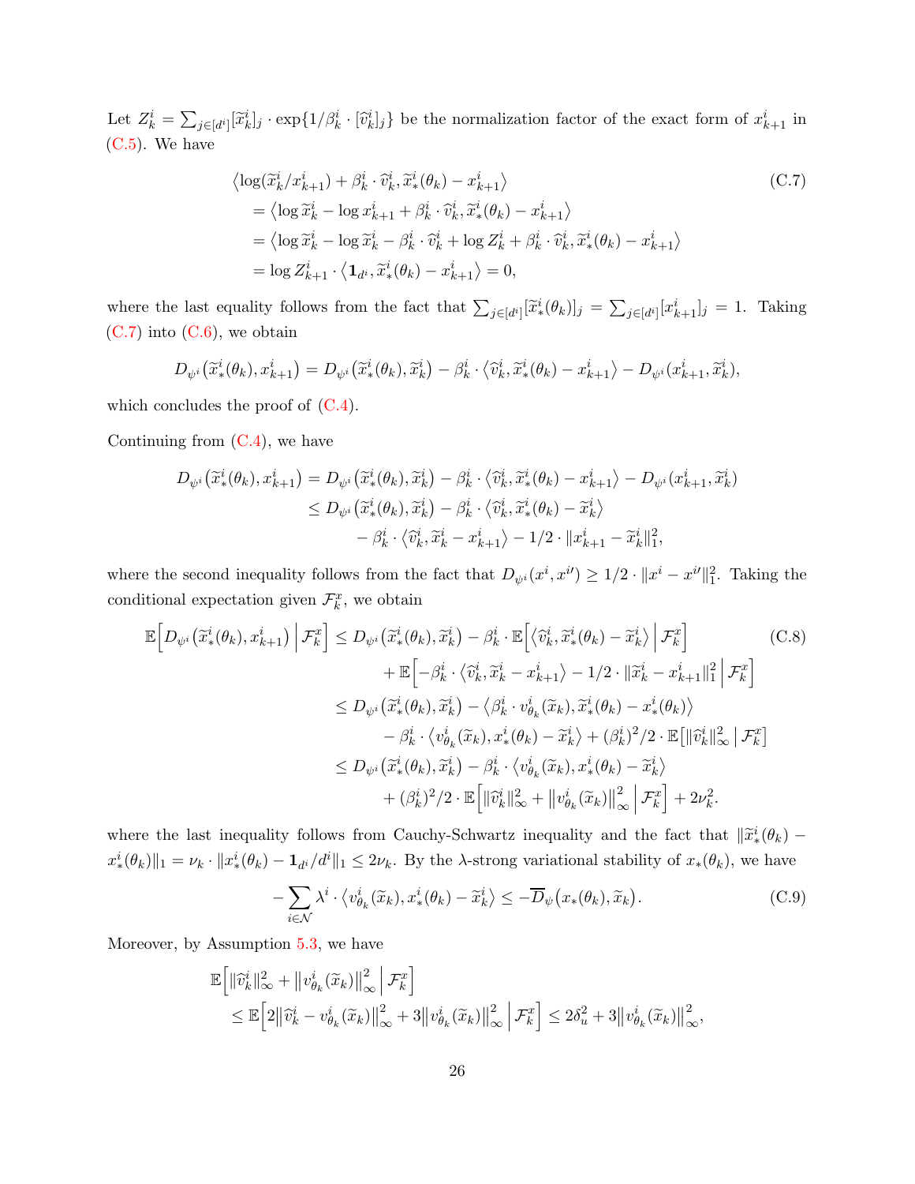Let $Z_k^i = \sum_{j\in[d^i]}[\widetilde{x}_k^i]_j \cdot \exp\{1/\beta_k^i \cdot [\widehat{v}_k^i]_j\}$ be the normalization factor of the exact form of $x_{k+1}^i$ in (C.5). We have

$$
\begin{aligned}
&\big\langle \log(\widetilde{x}_k^i/x_{k+1}^i) + \beta_k^i \cdot \widehat{v}_k^i, \widetilde{x}_*^i(\theta_k) - x_{k+1}^i \big\rangle \\
&\quad = \big\langle \log \widetilde{x}_k^i - \log x_{k+1}^i + \beta_k^i \cdot \widehat{v}_k^i, \widetilde{x}_*^i(\theta_k) - x_{k+1}^i \big\rangle \\
&\quad = \big\langle \log \widetilde{x}_k^i - \log \widetilde{x}_k^i - \beta_k^i \cdot \widehat{v}_k^i + \log Z_k^i + \beta_k^i \cdot \widehat{v}_k^i, \widetilde{x}_*^i(\theta_k) - x_{k+1}^i \big\rangle \\
&\quad = \log Z_{k+1}^i \cdot \big\langle \mathbf{1}_{d^i}, \widetilde{x}_*^i(\theta_k) - x_{k+1}^i \big\rangle = 0,
\end{aligned}
\tag{C.7}
$$

where the last equality follows from the fact that $\sum_{j\in[d^i]}[\widetilde{x}_*^i(\theta_k)]_j = \sum_{j\in[d^i]}[x_{k+1}^i]_j = 1$. Taking (C.7) into (C.6), we obtain

$$
D_{\psi^i}\big(\widetilde{x}_*^i(\theta_k), x_{k+1}^i\big) = D_{\psi^i}\big(\widetilde{x}_*^i(\theta_k), \widetilde{x}_k^i\big) - \beta_k^i \cdot \big\langle \widehat{v}_k^i, \widetilde{x}_*^i(\theta_k) - x_{k+1}^i \big\rangle - D_{\psi^i}(x_{k+1}^i, \widetilde{x}_k^i),
$$

which concludes the proof of (C.4).

Continuing from (C.4), we have

$$
\begin{aligned}
D_{\psi^i}\big(\widetilde{x}_*^i(\theta_k), x_{k+1}^i\big) &= D_{\psi^i}\big(\widetilde{x}_*^i(\theta_k), \widetilde{x}_k^i\big) - \beta_k^i \cdot \big\langle \widehat{v}_k^i, \widetilde{x}_*^i(\theta_k) - x_{k+1}^i \big\rangle - D_{\psi^i}(x_{k+1}^i, \widetilde{x}_k^i) \\
&\le D_{\psi^i}\big(\widetilde{x}_*^i(\theta_k), \widetilde{x}_k^i\big) - \beta_k^i \cdot \big\langle \widehat{v}_k^i, \widetilde{x}_*^i(\theta_k) - \widetilde{x}_k^i \big\rangle \\
&\quad - \beta_k^i \cdot \big\langle \widehat{v}_k^i, \widetilde{x}_k^i - x_{k+1}^i \big\rangle - 1/2 \cdot \|x_{k+1}^i - \widetilde{x}_k^i\|_1^2,
\end{aligned}
$$

where the second inequality follows from the fact that $D_{\psi^i}(x^i, x^{i\prime}) \ge 1/2 \cdot \|x^i - x^{i\prime}\|_1^2$. Taking the conditional expectation given $\mathcal{F}_k^x$, we obtain

$$
\begin{aligned}
\mathbb{E}\Big[D_{\psi^i}\big(\widetilde{x}_*^i(\theta_k), x_{k+1}^i\big) \,\Big|\, \mathcal{F}_k^x\Big] &\le D_{\psi^i}\big(\widetilde{x}_*^i(\theta_k), \widetilde{x}_k^i\big) - \beta_k^i \cdot \mathbb{E}\Big[\big\langle \widehat{v}_k^i, \widetilde{x}_*^i(\theta_k) - \widetilde{x}_k^i \big\rangle \,\Big|\, \mathcal{F}_k^x\Big] \\
&\quad + \mathbb{E}\Big[-\beta_k^i \cdot \big\langle \widehat{v}_k^i, \widetilde{x}_k^i - x_{k+1}^i \big\rangle - 1/2 \cdot \|\widetilde{x}_k^i - x_{k+1}^i\|_1^2 \,\Big|\, \mathcal{F}_k^x\Big] \\
&\le D_{\psi^i}\big(\widetilde{x}_*^i(\theta_k), \widetilde{x}_k^i\big) - \big\langle \beta_k^i \cdot v_{\theta_k}^i(\widetilde{x}_k), \widetilde{x}_*^i(\theta_k) - x_*^i(\theta_k) \big\rangle \\
&\quad - \beta_k^i \cdot \big\langle v_{\theta_k}^i(\widetilde{x}_k), x_*^i(\theta_k) - \widetilde{x}_k^i \big\rangle + (\beta_k^i)^2/2 \cdot \mathbb{E}\big[\|\widehat{v}_k^i\|_\infty^2 \,\big|\, \mathcal{F}_k^x\big] \\
&\le D_{\psi^i}\big(\widetilde{x}_*^i(\theta_k), \widetilde{x}_k^i\big) - \beta_k^i \cdot \big\langle v_{\theta_k}^i(\widetilde{x}_k), x_*^i(\theta_k) - \widetilde{x}_k^i \big\rangle \\
&\quad + (\beta_k^i)^2/2 \cdot \mathbb{E}\Big[\|\widehat{v}_k^i\|_\infty^2 + \big\|v_{\theta_k}^i(\widetilde{x}_k)\big\|_\infty^2 \,\Big|\, \mathcal{F}_k^x\Big] + 2\nu_k^2.
\end{aligned}
\tag{C.8}
$$

where the last inequality follows from Cauchy-Schwartz inequality and the fact that $\|\widetilde{x}_*^i(\theta_k) - x_*^i(\theta_k)\|_1 = \nu_k \cdot \|x_*^i(\theta_k) - \mathbf{1}_{d^i}/d^i\|_1 \le 2\nu_k$. By the $\lambda$-strong variational stability of $x_*(\theta_k)$, we have

$$
-\sum_{i\in\mathcal{N}} \lambda^i \cdot \big\langle v_{\theta_k}^i(\widetilde{x}_k), x_*^i(\theta_k) - \widetilde{x}_k^i \big\rangle \le -\overline{D}_\psi\big(x_*(\theta_k), \widetilde{x}_k\big).
\tag{C.9}
$$

Moreover, by Assumption 5.3, we have

$$
\begin{aligned}
&\mathbb{E}\Big[\|\widehat{v}_k^i\|_\infty^2 + \big\|v_{\theta_k}^i(\widetilde{x}_k)\big\|_\infty^2 \,\Big|\, \mathcal{F}_k^x\Big] \\
&\quad \le \mathbb{E}\Big[2\big\|\widehat{v}_k^i - v_{\theta_k}^i(\widetilde{x}_k)\big\|_\infty^2 + 3\big\|v_{\theta_k}^i(\widetilde{x}_k)\big\|_\infty^2 \,\Big|\, \mathcal{F}_k^x\Big] \le 2\delta_u^2 + 3\big\|v_{\theta_k}^i(\widetilde{x}_k)\big\|_\infty^2,
\end{aligned}
$$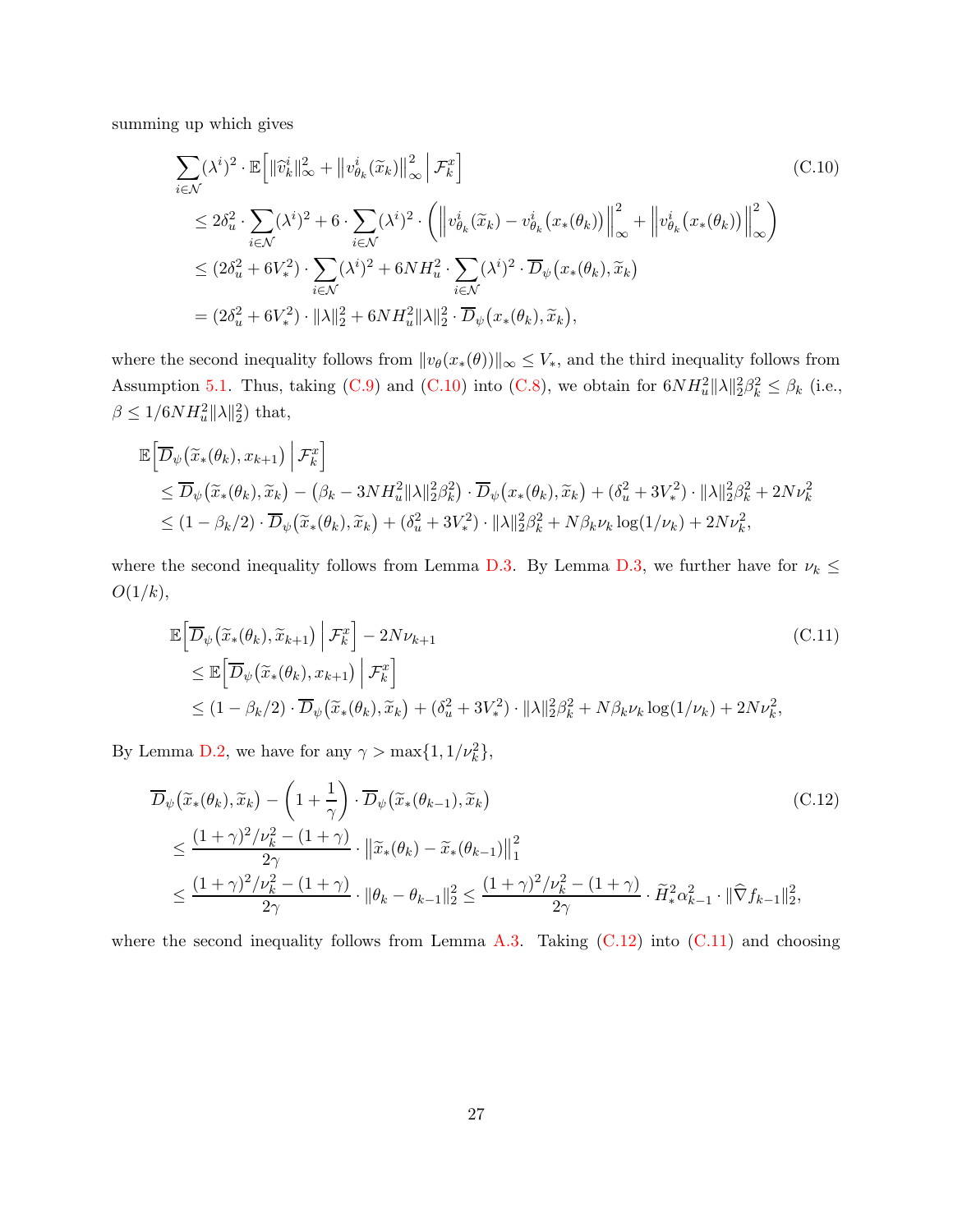summing up which gives

$$
\begin{aligned}
&\sum_{i\in\mathcal{N}}(\lambda^i)^2\cdot\mathbb{E}\Big[\|\widehat{v}_k^i\|_\infty^2+\big\|v_{\theta_k}^i(\widetilde{x}_k)\big\|_\infty^2\,\Big|\,\mathcal{F}_k^x\Big] \\
&\quad\le 2\delta_u^2\cdot\sum_{i\in\mathcal{N}}(\lambda^i)^2+6\cdot\sum_{i\in\mathcal{N}}(\lambda^i)^2\cdot\bigg(\Big\|v_{\theta_k}^i(\widetilde{x}_k)-v_{\theta_k}^i\big(x_*(\theta_k)\big)\Big\|_\infty^2+\Big\|v_{\theta_k}^i\big(x_*(\theta_k)\big)\Big\|_\infty^2\bigg) \\
&\quad\le (2\delta_u^2+6V_*^2)\cdot\sum_{i\in\mathcal{N}}(\lambda^i)^2+6NH_u^2\cdot\sum_{i\in\mathcal{N}}(\lambda^i)^2\cdot\overline{D}_\psi\big(x_*(\theta_k),\widetilde{x}_k\big) \\
&\quad= (2\delta_u^2+6V_*^2)\cdot\|\lambda\|_2^2+6NH_u^2\|\lambda\|_2^2\cdot\overline{D}_\psi\big(x_*(\theta_k),\widetilde{x}_k\big),
\end{aligned}
\tag{C.10}
$$

where the second inequality follows from $\|v_\theta(x_*(\theta))\|_\infty\le V_*$, and the third inequality follows from Assumption 5.1. Thus, taking (C.9) and (C.10) into (C.8), we obtain for $6NH_u^2\|\lambda\|_2^2\beta_k^2\le\beta_k$ (i.e., $\beta\le 1/6NH_u^2\|\lambda\|_2^2$) that,

$$
\begin{aligned}
&\mathbb{E}\Big[\overline{D}_\psi\big(\widetilde{x}_*(\theta_k),x_{k+1}\big)\,\Big|\,\mathcal{F}_k^x\Big] \\
&\quad\le \overline{D}_\psi\big(\widetilde{x}_*(\theta_k),\widetilde{x}_k\big)-\big(\beta_k-3NH_u^2\|\lambda\|_2^2\beta_k^2\big)\cdot\overline{D}_\psi\big(x_*(\theta_k),\widetilde{x}_k\big)+(\delta_u^2+3V_*^2)\cdot\|\lambda\|_2^2\beta_k^2+2N\nu_k^2 \\
&\quad\le (1-\beta_k/2)\cdot\overline{D}_\psi\big(\widetilde{x}_*(\theta_k),\widetilde{x}_k\big)+(\delta_u^2+3V_*^2)\cdot\|\lambda\|_2^2\beta_k^2+N\beta_k\nu_k\log(1/\nu_k)+2N\nu_k^2,
\end{aligned}
$$

where the second inequality follows from Lemma D.3. By Lemma D.3, we further have for $\nu_k\le O(1/k)$,

$$
\begin{aligned}
&\mathbb{E}\Big[\overline{D}_\psi\big(\widetilde{x}_*(\theta_k),\widetilde{x}_{k+1}\big)\,\Big|\,\mathcal{F}_k^x\Big]-2N\nu_{k+1} \\
&\quad\le \mathbb{E}\Big[\overline{D}_\psi\big(\widetilde{x}_*(\theta_k),x_{k+1}\big)\,\Big|\,\mathcal{F}_k^x\Big] \\
&\quad\le (1-\beta_k/2)\cdot\overline{D}_\psi\big(\widetilde{x}_*(\theta_k),\widetilde{x}_k\big)+(\delta_u^2+3V_*^2)\cdot\|\lambda\|_2^2\beta_k^2+N\beta_k\nu_k\log(1/\nu_k)+2N\nu_k^2,
\end{aligned}
\tag{C.11}
$$

By Lemma D.2, we have for any $\gamma>\max\{1,1/\nu_k^2\}$,

$$
\begin{aligned}
&\overline{D}_\psi\big(\widetilde{x}_*(\theta_k),\widetilde{x}_k\big)-\bigg(1+\frac{1}{\gamma}\bigg)\cdot\overline{D}_\psi\big(\widetilde{x}_*(\theta_{k-1}),\widetilde{x}_k\big) \\
&\quad\le \frac{(1+\gamma)^2/\nu_k^2-(1+\gamma)}{2\gamma}\cdot\big\|\widetilde{x}_*(\theta_k)-\widetilde{x}_*(\theta_{k-1})\big\|_1^2 \\
&\quad\le \frac{(1+\gamma)^2/\nu_k^2-(1+\gamma)}{2\gamma}\cdot\|\theta_k-\theta_{k-1}\|_2^2\le\frac{(1+\gamma)^2/\nu_k^2-(1+\gamma)}{2\gamma}\cdot\widetilde{H}_*^2\alpha_{k-1}^2\cdot\|\widehat{\nabla}f_{k-1}\|_2^2,
\end{aligned}
\tag{C.12}
$$

where the second inequality follows from Lemma A.3. Taking (C.12) into (C.11) and choosing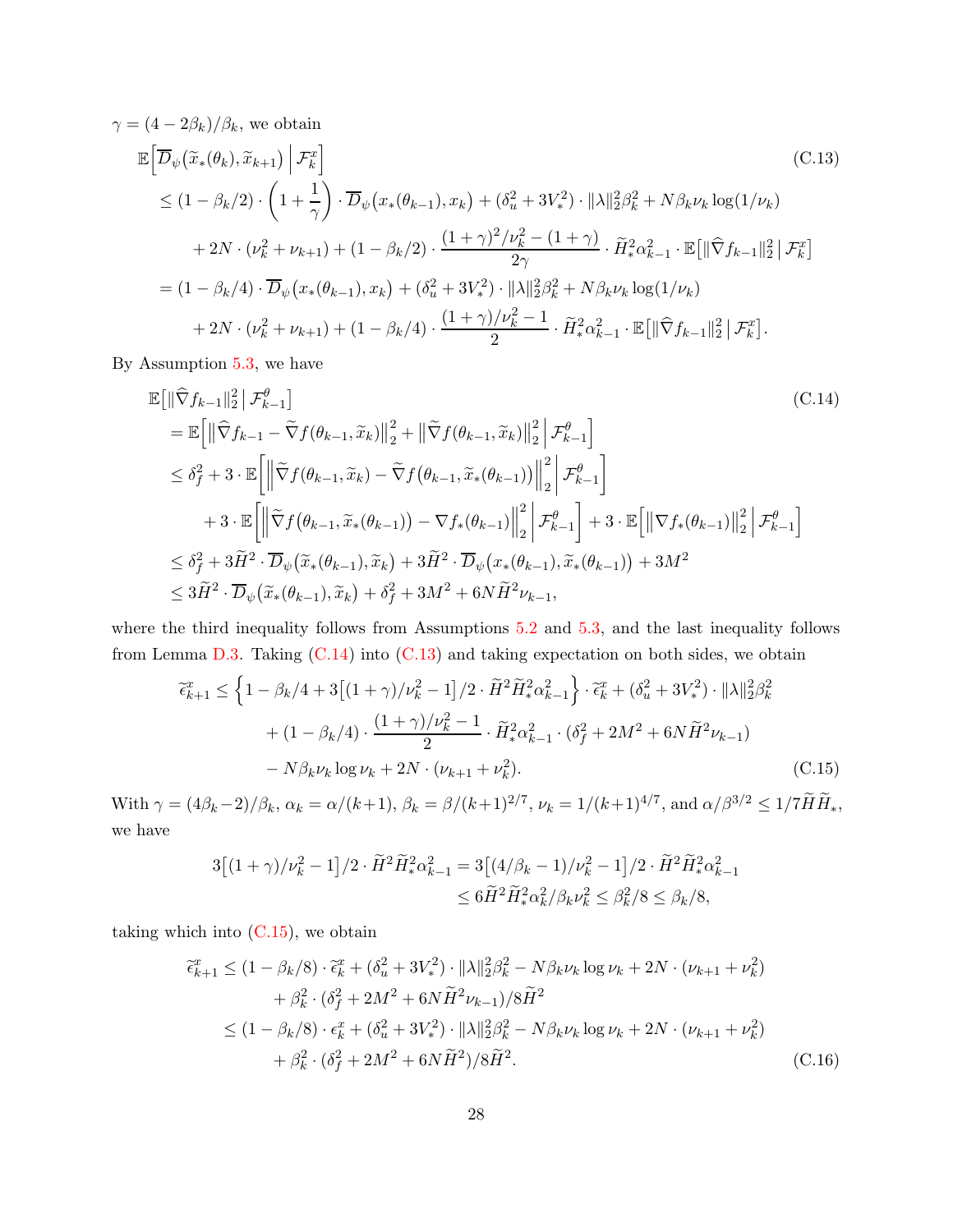$\gamma = (4-2\beta_k)/\beta_k$, we obtain

$$
\begin{aligned}
&\mathbb{E}\Big[\overline{D}_\psi\big(\widetilde{x}_*(\theta_k), \widetilde{x}_{k+1}\big) \,\Big|\, \mathcal{F}_k^x\Big] \qquad\qquad (\text{C.13})\\
&\quad \le (1-\beta_k/2)\cdot\bigg(1+\frac{1}{\gamma}\bigg)\cdot \overline{D}_\psi\big(x_*(\theta_{k-1}), x_k\big) + (\delta_u^2 + 3V_*^2)\cdot\|\lambda\|_2^2\beta_k^2 + N\beta_k\nu_k\log(1/\nu_k)\\
&\qquad + 2N\cdot(\nu_k^2+\nu_{k+1}) + (1-\beta_k/2)\cdot\frac{(1+\gamma)^2/\nu_k^2 - (1+\gamma)}{2\gamma}\cdot \widetilde{H}_*^2\alpha_{k-1}^2\cdot \mathbb{E}\big[\|\widehat{\nabla} f_{k-1}\|_2^2 \,\big|\, \mathcal{F}_k^x\big]\\
&\quad = (1-\beta_k/4)\cdot \overline{D}_\psi\big(x_*(\theta_{k-1}), x_k\big) + (\delta_u^2 + 3V_*^2)\cdot\|\lambda\|_2^2\beta_k^2 + N\beta_k\nu_k\log(1/\nu_k)\\
&\qquad + 2N\cdot(\nu_k^2+\nu_{k+1}) + (1-\beta_k/4)\cdot\frac{(1+\gamma)/\nu_k^2 - 1}{2}\cdot \widetilde{H}_*^2\alpha_{k-1}^2\cdot \mathbb{E}\big[\|\widehat{\nabla} f_{k-1}\|_2^2 \,\big|\, \mathcal{F}_k^x\big].
\end{aligned}
$$

By Assumption 5.3, we have

$$
\begin{aligned}
&\mathbb{E}\big[\|\widehat{\nabla} f_{k-1}\|_2^2 \,\big|\, \mathcal{F}_{k-1}^\theta\big] \qquad\qquad (\text{C.14})\\
&\quad = \mathbb{E}\Big[\big\|\widehat{\nabla} f_{k-1} - \widetilde{\nabla} f(\theta_{k-1}, \widetilde{x}_k)\big\|_2^2 + \big\|\widetilde{\nabla} f(\theta_{k-1}, \widetilde{x}_k)\big\|_2^2 \,\Big|\, \mathcal{F}_{k-1}^\theta\Big]\\
&\quad \le \delta_f^2 + 3\cdot\mathbb{E}\bigg[\Big\|\widetilde{\nabla} f(\theta_{k-1}, \widetilde{x}_k) - \widetilde{\nabla} f\big(\theta_{k-1}, \widetilde{x}_*(\theta_{k-1})\big)\Big\|_2^2 \,\bigg|\, \mathcal{F}_{k-1}^\theta\bigg]\\
&\qquad + 3\cdot\mathbb{E}\bigg[\Big\|\widetilde{\nabla} f\big(\theta_{k-1}, \widetilde{x}_*(\theta_{k-1})\big) - \nabla f_*(\theta_{k-1})\Big\|_2^2 \,\bigg|\, \mathcal{F}_{k-1}^\theta\bigg] + 3\cdot\mathbb{E}\Big[\big\|\nabla f_*(\theta_{k-1})\big\|_2^2 \,\Big|\, \mathcal{F}_{k-1}^\theta\Big]\\
&\quad \le \delta_f^2 + 3\widetilde{H}^2\cdot\overline{D}_\psi\big(\widetilde{x}_*(\theta_{k-1}), \widetilde{x}_k\big) + 3\widetilde{H}^2\cdot\overline{D}_\psi\big(x_*(\theta_{k-1}), \widetilde{x}_*(\theta_{k-1})\big) + 3M^2\\
&\quad \le 3\widetilde{H}^2\cdot\overline{D}_\psi\big(\widetilde{x}_*(\theta_{k-1}), \widetilde{x}_k\big) + \delta_f^2 + 3M^2 + 6N\widetilde{H}^2\nu_{k-1},
\end{aligned}
$$

where the third inequality follows from Assumptions 5.2 and 5.3, and the last inequality follows from Lemma D.3. Taking (C.14) into (C.13) and taking expectation on both sides, we obtain

$$
\begin{aligned}
\widetilde{\epsilon}_{k+1}^x &\le \Big\{1-\beta_k/4 + 3\big[(1+\gamma)/\nu_k^2 - 1\big]/2\cdot\widetilde{H}^2\widetilde{H}_*^2\alpha_{k-1}^2\Big\}\cdot\widetilde{\epsilon}_k^x + (\delta_u^2+3V_*^2)\cdot\|\lambda\|_2^2\beta_k^2\\
&\quad + (1-\beta_k/4)\cdot\frac{(1+\gamma)/\nu_k^2-1}{2}\cdot\widetilde{H}_*^2\alpha_{k-1}^2\cdot(\delta_f^2 + 2M^2 + 6N\widetilde{H}^2\nu_{k-1})\\
&\quad - N\beta_k\nu_k\log\nu_k + 2N\cdot(\nu_{k+1}+\nu_k^2). \qquad\qquad (\text{C.15})
\end{aligned}
$$

With $\gamma = (4\beta_k-2)/\beta_k$, $\alpha_k = \alpha/(k+1)$, $\beta_k = \beta/(k+1)^{2/7}$, $\nu_k = 1/(k+1)^{4/7}$, and $\alpha/\beta^{3/2}\le 1/7\widetilde{H}\widetilde{H}_*$, we have

$$
\begin{aligned}
3\big[(1+\gamma)/\nu_k^2-1\big]/2\cdot\widetilde{H}^2\widetilde{H}_*^2\alpha_{k-1}^2 &= 3\big[(4/\beta_k-1)/\nu_k^2-1\big]/2\cdot\widetilde{H}^2\widetilde{H}_*^2\alpha_{k-1}^2\\
&\le 6\widetilde{H}^2\widetilde{H}_*^2\alpha_k^2/\beta_k\nu_k^2 \le \beta_k^2/8 \le \beta_k/8,
\end{aligned}
$$

taking which into (C.15), we obtain

$$
\begin{aligned}
\widetilde{\epsilon}_{k+1}^x &\le (1-\beta_k/8)\cdot\widetilde{\epsilon}_k^x + (\delta_u^2+3V_*^2)\cdot\|\lambda\|_2^2\beta_k^2 - N\beta_k\nu_k\log\nu_k + 2N\cdot(\nu_{k+1}+\nu_k^2)\\
&\quad + \beta_k^2\cdot(\delta_f^2 + 2M^2 + 6N\widetilde{H}^2\nu_{k-1})/8\widetilde{H}^2\\
&\le (1-\beta_k/8)\cdot\epsilon_k^x + (\delta_u^2+3V_*^2)\cdot\|\lambda\|_2^2\beta_k^2 - N\beta_k\nu_k\log\nu_k + 2N\cdot(\nu_{k+1}+\nu_k^2)\\
&\quad + \beta_k^2\cdot(\delta_f^2 + 2M^2 + 6N\widetilde{H}^2)/8\widetilde{H}^2. \qquad\qquad (\text{C.16})
\end{aligned}
$$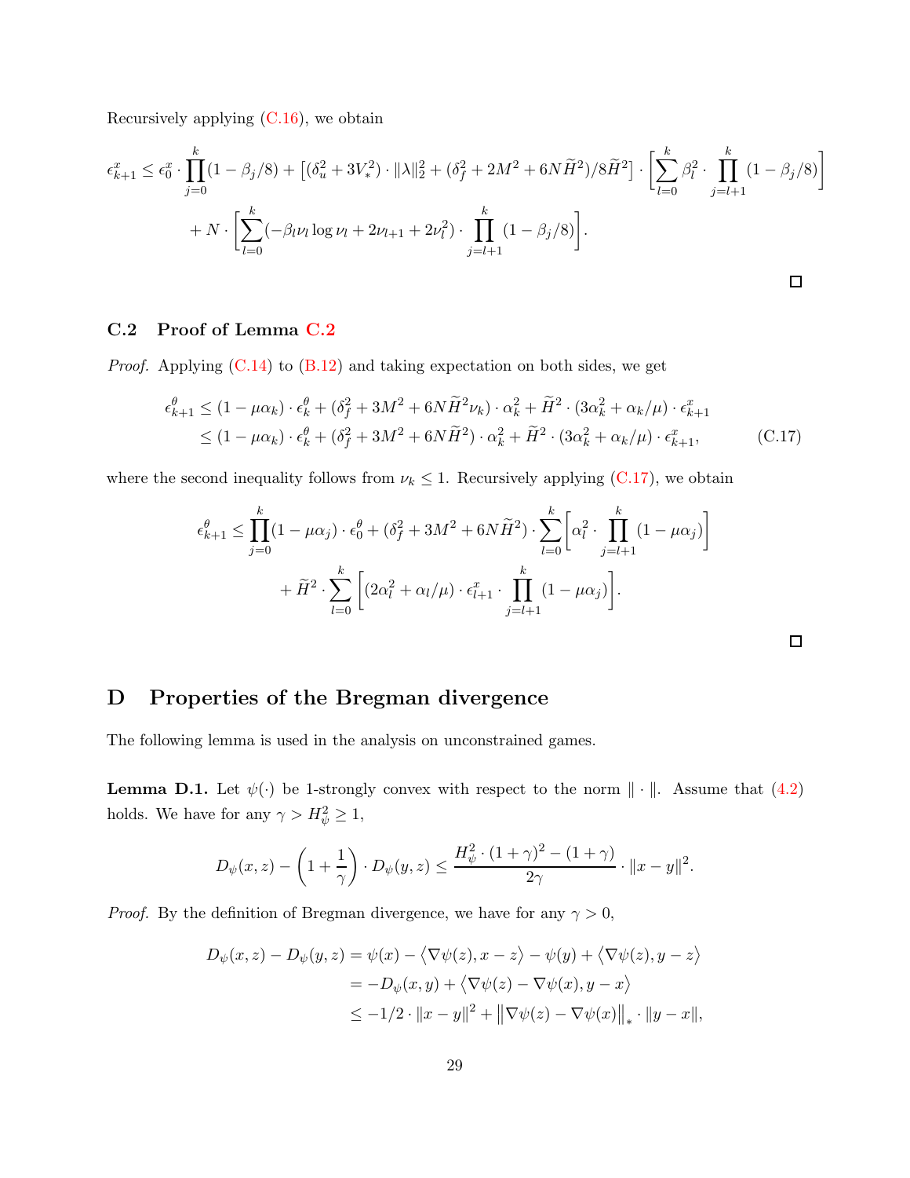Recursively applying (C.16), we obtain

$$
\begin{aligned}
\epsilon_{k+1}^x \leq \epsilon_0^x \cdot \prod_{j=0}^{k}(1-\beta_j/8) + \big[(\delta_u^2 + 3V_*^2)\cdot\|\lambda\|_2^2 + (\delta_f^2 + 2M^2 + 6N\widetilde{H}^2)/8\widetilde{H}^2\big] \cdot \Bigg[\sum_{l=0}^{k}\beta_l^2 \cdot \prod_{j=l+1}^{k}(1-\beta_j/8)\Bigg] \\
+ N\cdot\Bigg[\sum_{l=0}^{k}(-\beta_l\nu_l\log\nu_l + 2\nu_{l+1} + 2\nu_l^2)\cdot\prod_{j=l+1}^{k}(1-\beta_j/8)\Bigg].
\end{aligned}
$$

□

### C.2 Proof of Lemma C.2

*Proof.* Applying (C.14) to (B.12) and taking expectation on both sides, we get

$$
\begin{aligned}
\epsilon_{k+1}^\theta &\leq (1-\mu\alpha_k)\cdot\epsilon_k^\theta + (\delta_f^2 + 3M^2 + 6N\widetilde{H}^2\nu_k)\cdot\alpha_k^2 + \widetilde{H}^2\cdot(3\alpha_k^2 + \alpha_k/\mu)\cdot\epsilon_{k+1}^x \\
&\leq (1-\mu\alpha_k)\cdot\epsilon_k^\theta + (\delta_f^2 + 3M^2 + 6N\widetilde{H}^2)\cdot\alpha_k^2 + \widetilde{H}^2\cdot(3\alpha_k^2 + \alpha_k/\mu)\cdot\epsilon_{k+1}^x, \qquad \text{(C.17)}
\end{aligned}
$$

where the second inequality follows from $\nu_k \leq 1$. Recursively applying (C.17), we obtain

$$
\begin{aligned}
\epsilon_{k+1}^\theta \leq \prod_{j=0}^{k}(1-\mu\alpha_j)\cdot\epsilon_0^\theta + (\delta_f^2 + 3M^2 + 6N\widetilde{H}^2)\cdot\sum_{l=0}^{k}\Bigg[\alpha_l^2\cdot\prod_{j=l+1}^{k}(1-\mu\alpha_j)\Bigg] \\
+ \widetilde{H}^2\cdot\sum_{l=0}^{k}\Bigg[(2\alpha_l^2 + \alpha_l/\mu)\cdot\epsilon_{l+1}^x\cdot\prod_{j=l+1}^{k}(1-\mu\alpha_j)\Bigg].
\end{aligned}
$$

□

# D Properties of the Bregman divergence

The following lemma is used in the analysis on unconstrained games.

**Lemma D.1.** Let $\psi(\cdot)$ be 1-strongly convex with respect to the norm $\|\cdot\|$. Assume that (4.2) holds. We have for any $\gamma > H_\psi^2 \geq 1$,

$$
D_\psi(x,z) - \left(1+\frac{1}{\gamma}\right)\cdot D_\psi(y,z) \leq \frac{H_\psi^2\cdot(1+\gamma)^2 - (1+\gamma)}{2\gamma}\cdot\|x-y\|^2.
$$

*Proof.* By the definition of Bregman divergence, we have for any $\gamma > 0$,

$$
\begin{aligned}
D_\psi(x,z) - D_\psi(y,z) &= \psi(x) - \langle\nabla\psi(z), x-z\rangle - \psi(y) + \langle\nabla\psi(z), y-z\rangle \\
&= -D_\psi(x,y) + \langle\nabla\psi(z) - \nabla\psi(x), y-x\rangle \\
&\leq -1/2\cdot\|x-y\|^2 + \|\nabla\psi(z) - \nabla\psi(x)\|_*\cdot\|y-x\|,
\end{aligned}
$$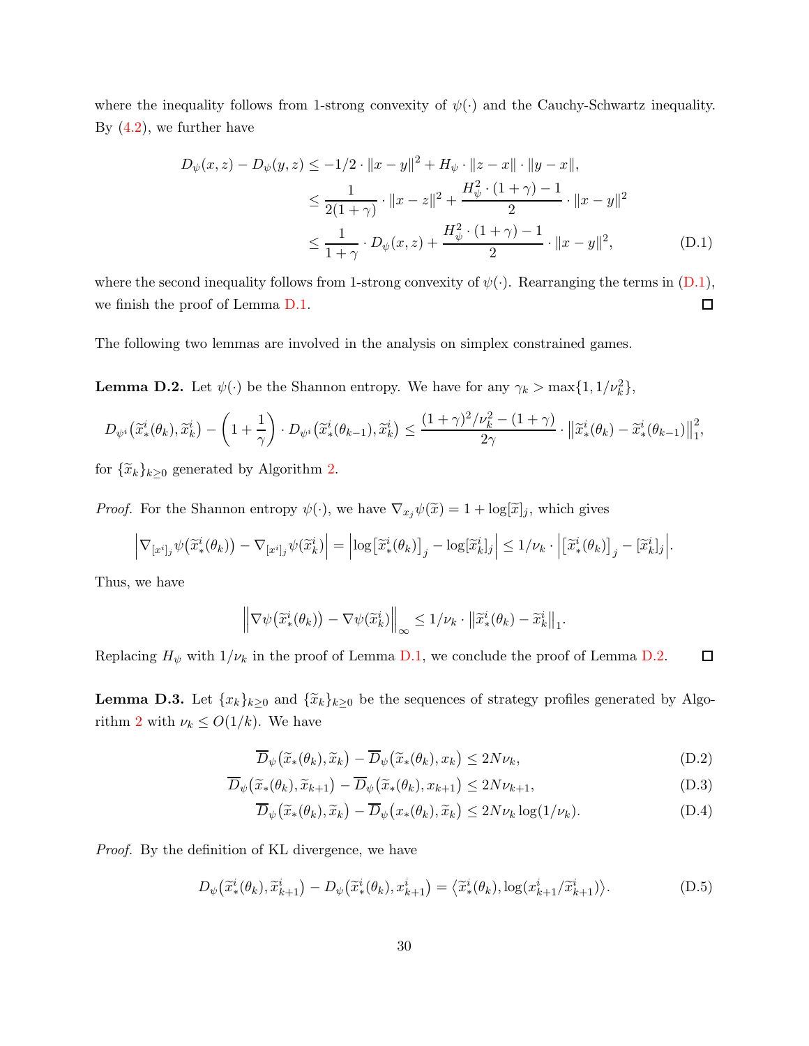where the inequality follows from 1-strong convexity of $\psi(\cdot)$ and the Cauchy-Schwartz inequality. By (4.2), we further have

$$
\begin{aligned}
D_\psi(x,z) - D_\psi(y,z) &\le -1/2 \cdot \|x-y\|^2 + H_\psi \cdot \|z-x\| \cdot \|y-x\|, \\
&\le \frac{1}{2(1+\gamma)} \cdot \|x-z\|^2 + \frac{H_\psi^2 \cdot (1+\gamma) - 1}{2} \cdot \|x-y\|^2 \\
&\le \frac{1}{1+\gamma} \cdot D_\psi(x,z) + \frac{H_\psi^2 \cdot (1+\gamma) - 1}{2} \cdot \|x-y\|^2,
\end{aligned} \tag{D.1}
$$

where the second inequality follows from 1-strong convexity of $\psi(\cdot)$. Rearranging the terms in (D.1), we finish the proof of Lemma D.1. ∎

The following two lemmas are involved in the analysis on simplex constrained games.

**Lemma D.2.** Let $\psi(\cdot)$ be the Shannon entropy. We have for any $\gamma_k > \max\{1, 1/\nu_k^2\}$,

$$
D_{\psi^i}\big(\widetilde{x}_*^i(\theta_k), \widetilde{x}_k^i\big) - \left(1 + \frac{1}{\gamma}\right) \cdot D_{\psi^i}\big(\widetilde{x}_*^i(\theta_{k-1}), \widetilde{x}_k^i\big) \le \frac{(1+\gamma)^2/\nu_k^2 - (1+\gamma)}{2\gamma} \cdot \big\|\widetilde{x}_*^i(\theta_k) - \widetilde{x}_*^i(\theta_{k-1})\big\|_1^2,
$$

for $\{\widetilde{x}_k\}_{k\ge 0}$ generated by Algorithm 2.

*Proof.* For the Shannon entropy $\psi(\cdot)$, we have $\nabla_{x_j}\psi(\widetilde{x}) = 1 + \log[\widetilde{x}]_j$, which gives

$$
\Big|\nabla_{[x^i]_j}\psi\big(\widetilde{x}_*^i(\theta_k)\big) - \nabla_{[x^i]_j}\psi(\widetilde{x}_k^i)\Big| = \Big|\log\big[\widetilde{x}_*^i(\theta_k)\big]_j - \log[\widetilde{x}_k^i]_j\Big| \le 1/\nu_k \cdot \Big|\big[\widetilde{x}_*^i(\theta_k)\big]_j - [\widetilde{x}_k^i]_j\Big|.
$$

Thus, we have

$$
\Big\|\nabla\psi\big(\widetilde{x}_*^i(\theta_k)\big) - \nabla\psi(\widetilde{x}_k^i)\Big\|_\infty \le 1/\nu_k \cdot \big\|\widetilde{x}_*^i(\theta_k) - \widetilde{x}_k^i\big\|_1.
$$

Replacing $H_\psi$ with $1/\nu_k$ in the proof of Lemma D.1, we conclude the proof of Lemma D.2. ∎

**Lemma D.3.** Let $\{x_k\}_{k\ge 0}$ and $\{\widetilde{x}_k\}_{k\ge 0}$ be the sequences of strategy profiles generated by Algorithm 2 with $\nu_k \le O(1/k)$. We have

$$
\overline{D}_\psi\big(\widetilde{x}_*(\theta_k), \widetilde{x}_k\big) - \overline{D}_\psi\big(\widetilde{x}_*(\theta_k), x_k\big) \le 2N\nu_k, \tag{D.2}
$$

$$
\overline{D}_\psi\big(\widetilde{x}_*(\theta_k), \widetilde{x}_{k+1}\big) - \overline{D}_\psi\big(\widetilde{x}_*(\theta_k), x_{k+1}\big) \le 2N\nu_{k+1}, \tag{D.3}
$$

$$
\overline{D}_\psi\big(\widetilde{x}_*(\theta_k), \widetilde{x}_k\big) - \overline{D}_\psi\big(x_*(\theta_k), \widetilde{x}_k\big) \le 2N\nu_k \log(1/\nu_k). \tag{D.4}
$$

*Proof.* By the definition of KL divergence, we have

$$
D_\psi\big(\widetilde{x}_*^i(\theta_k), \widetilde{x}_{k+1}^i\big) - D_\psi\big(\widetilde{x}_*^i(\theta_k), x_{k+1}^i\big) = \big\langle \widetilde{x}_*^i(\theta_k), \log(x_{k+1}^i/\widetilde{x}_{k+1}^i)\big\rangle. \tag{D.5}
$$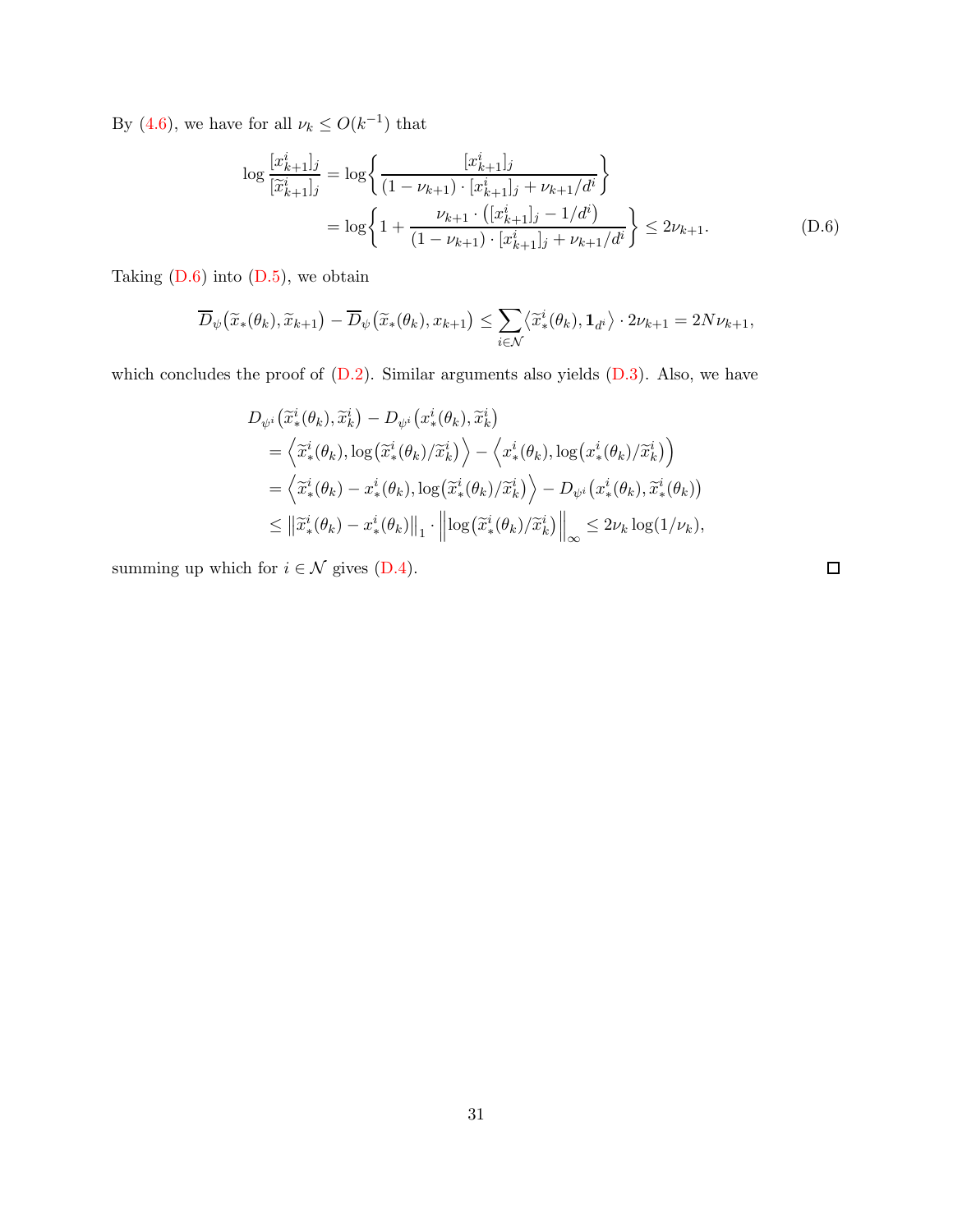By (4.6), we have for all $\nu_k \le O(k^{-1})$ that

$$
\begin{aligned}
\log \frac{[x_{k+1}^i]_j}{[\widetilde{x}_{k+1}^i]_j} &= \log\bigg\{ \frac{[x_{k+1}^i]_j}{(1-\nu_{k+1})\cdot [x_{k+1}^i]_j + \nu_{k+1}/d^i} \bigg\} \\
&= \log\bigg\{ 1 + \frac{\nu_{k+1}\cdot \big([x_{k+1}^i]_j - 1/d^i\big)}{(1-\nu_{k+1})\cdot [x_{k+1}^i]_j + \nu_{k+1}/d^i} \bigg\} \le 2\nu_{k+1}.
\end{aligned}
\tag{D.6}
$$

Taking (D.6) into (D.5), we obtain

$$
\overline{D}_\psi\big(\widetilde{x}_*(\theta_k), \widetilde{x}_{k+1}\big) - \overline{D}_\psi\big(\widetilde{x}_*(\theta_k), x_{k+1}\big) \le \sum_{i\in\mathcal{N}} \big\langle \widetilde{x}_*^i(\theta_k), \mathbf{1}_{d^i}\big\rangle \cdot 2\nu_{k+1} = 2N\nu_{k+1},
$$

which concludes the proof of (D.2). Similar arguments also yields (D.3). Also, we have

$$
\begin{aligned}
&D_{\psi^i}\big(\widetilde{x}_*^i(\theta_k), \widetilde{x}_k^i\big) - D_{\psi^i}\big(x_*^i(\theta_k), \widetilde{x}_k^i\big) \\
&\quad = \Big\langle \widetilde{x}_*^i(\theta_k), \log\big(\widetilde{x}_*^i(\theta_k)/\widetilde{x}_k^i\big)\Big\rangle - \Big\langle x_*^i(\theta_k), \log\big(x_*^i(\theta_k)/\widetilde{x}_k^i\big)\Big) \\
&\quad = \Big\langle \widetilde{x}_*^i(\theta_k) - x_*^i(\theta_k), \log\big(\widetilde{x}_*^i(\theta_k)/\widetilde{x}_k^i\big)\Big\rangle - D_{\psi^i}\big(x_*^i(\theta_k), \widetilde{x}_*^i(\theta_k)\big) \\
&\quad \le \big\| \widetilde{x}_*^i(\theta_k) - x_*^i(\theta_k)\big\|_1 \cdot \Big\| \log\big(\widetilde{x}_*^i(\theta_k)/\widetilde{x}_k^i\big)\Big\|_\infty \le 2\nu_k \log(1/\nu_k),
\end{aligned}
$$

summing up which for $i \in \mathcal{N}$ gives (D.4). ☐